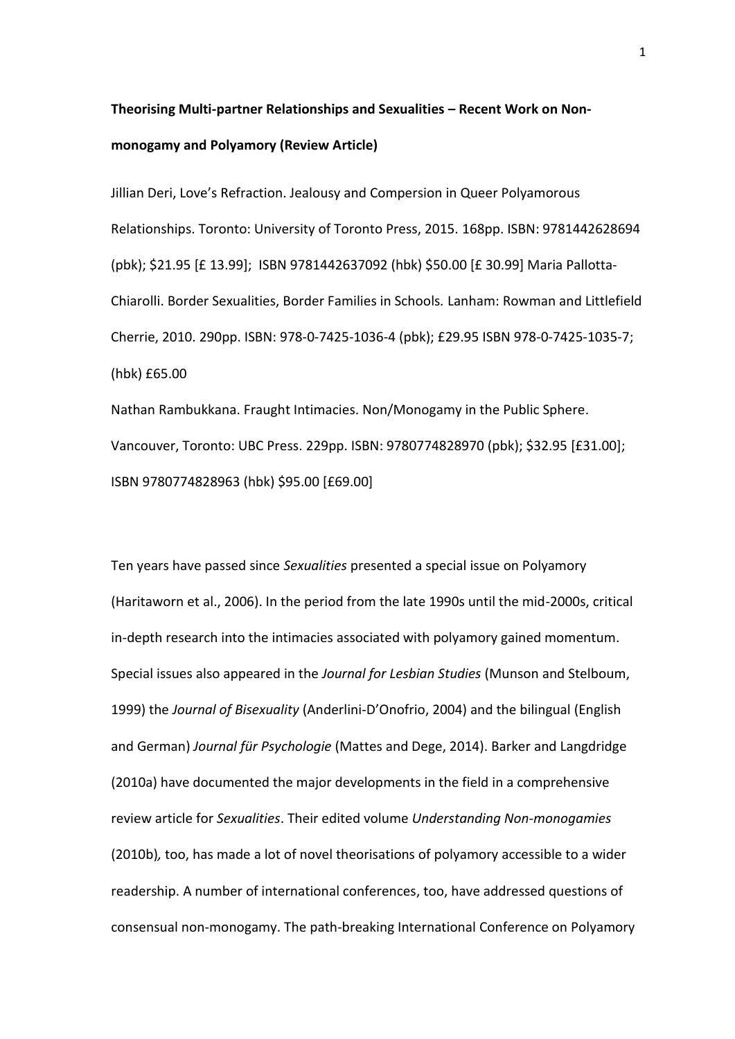**Theorising Multi-partner Relationships and Sexualities – Recent Work on Non-monogamy and Polyamory (Review Article)**

Jillian Deri, Love's Refraction. Jealousy and Compersion in Queer Polyamorous Relationships. Toronto: University of Toronto Press, 2015. 168pp. ISBN: 9781442628694 (pbk); $21.95 [£ 13.99]; ISBN 9781442637092 (hbk) $50.00 [£ 30.99] Maria Pallotta-Chiarolli. Border Sexualities, Border Families in Schools*.* Lanham: Rowman and Littlefield Cherrie, 2010. 290pp. ISBN: 978-0-7425-1036-4 (pbk); £29.95 ISBN 978-0-7425-1035-7; (hbk) £65.00

Nathan Rambukkana. Fraught Intimacies. Non/Monogamy in the Public Sphere. Vancouver, Toronto: UBC Press. 229pp. ISBN: 9780774828970 (pbk); $32.95 [£31.00]; ISBN 9780774828963 (hbk) $95.00 [£69.00]

Ten years have passed since *Sexualities* presented a special issue on Polyamory (Haritaworn et al., 2006). In the period from the late 1990s until the mid-2000s, critical in-depth research into the intimacies associated with polyamory gained momentum. Special issues also appeared in the *Journal for Lesbian Studies* (Munson and Stelboum, 1999) the *Journal of Bisexuality* (Anderlini-D'Onofrio, 2004) and the bilingual (English and German) *Journal für Psychologie* (Mattes and Dege, 2014). Barker and Langdridge (2010a) have documented the major developments in the field in a comprehensive review article for *Sexualities*. Their edited volume *Understanding Non-monogamies* (2010b)*,* too, has made a lot of novel theorisations of polyamory accessible to a wider readership. A number of international conferences, too, have addressed questions of consensual non-monogamy. The path-breaking International Conference on Polyamory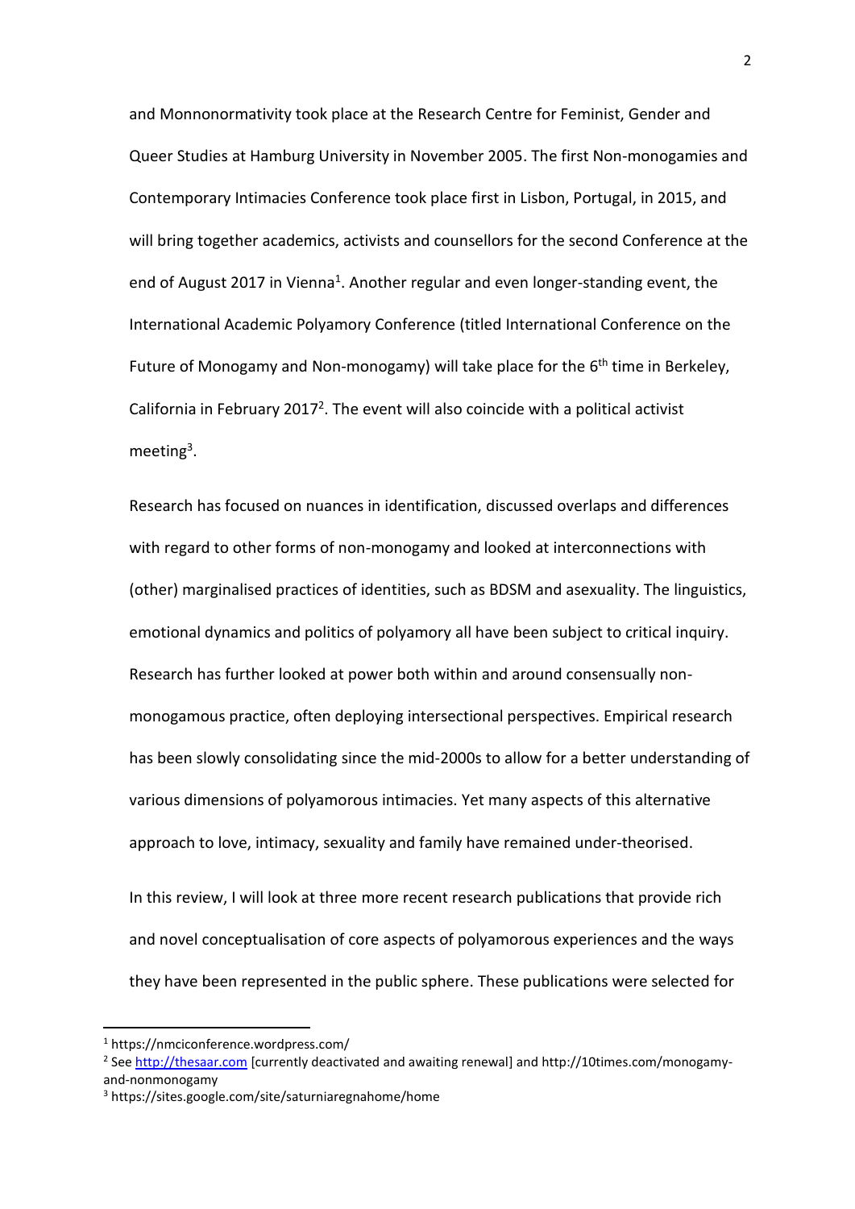and Monnonormativity took place at the Research Centre for Feminist, Gender and Queer Studies at Hamburg University in November 2005. The first Non-monogamies and Contemporary Intimacies Conference took place first in Lisbon, Portugal, in 2015, and will bring together academics, activists and counsellors for the second Conference at the end of August 2017 in Vienna[1]. Another regular and even longer-standing event, the International Academic Polyamory Conference (titled International Conference on the Future of Monogamy and Non-monogamy) will take place for the 6th time in Berkeley, California in February 2017[2]. The event will also coincide with a political activist meeting[3].

Research has focused on nuances in identification, discussed overlaps and differences with regard to other forms of non-monogamy and looked at interconnections with (other) marginalised practices of identities, such as BDSM and asexuality. The linguistics, emotional dynamics and politics of polyamory all have been subject to critical inquiry. Research has further looked at power both within and around consensually non-monogamous practice, often deploying intersectional perspectives. Empirical research has been slowly consolidating since the mid-2000s to allow for a better understanding of various dimensions of polyamorous intimacies. Yet many aspects of this alternative approach to love, intimacy, sexuality and family have remained under-theorised.

In this review, I will look at three more recent research publications that provide rich and novel conceptualisation of core aspects of polyamorous experiences and the ways they have been represented in the public sphere. These publications were selected for

---

[1] https://nmciconference.wordpress.com/

[2] See http://thesaar.com [currently deactivated and awaiting renewal] and http://10times.com/monogamy-and-nonmonogamy

[3] https://sites.google.com/site/saturniaregnahome/home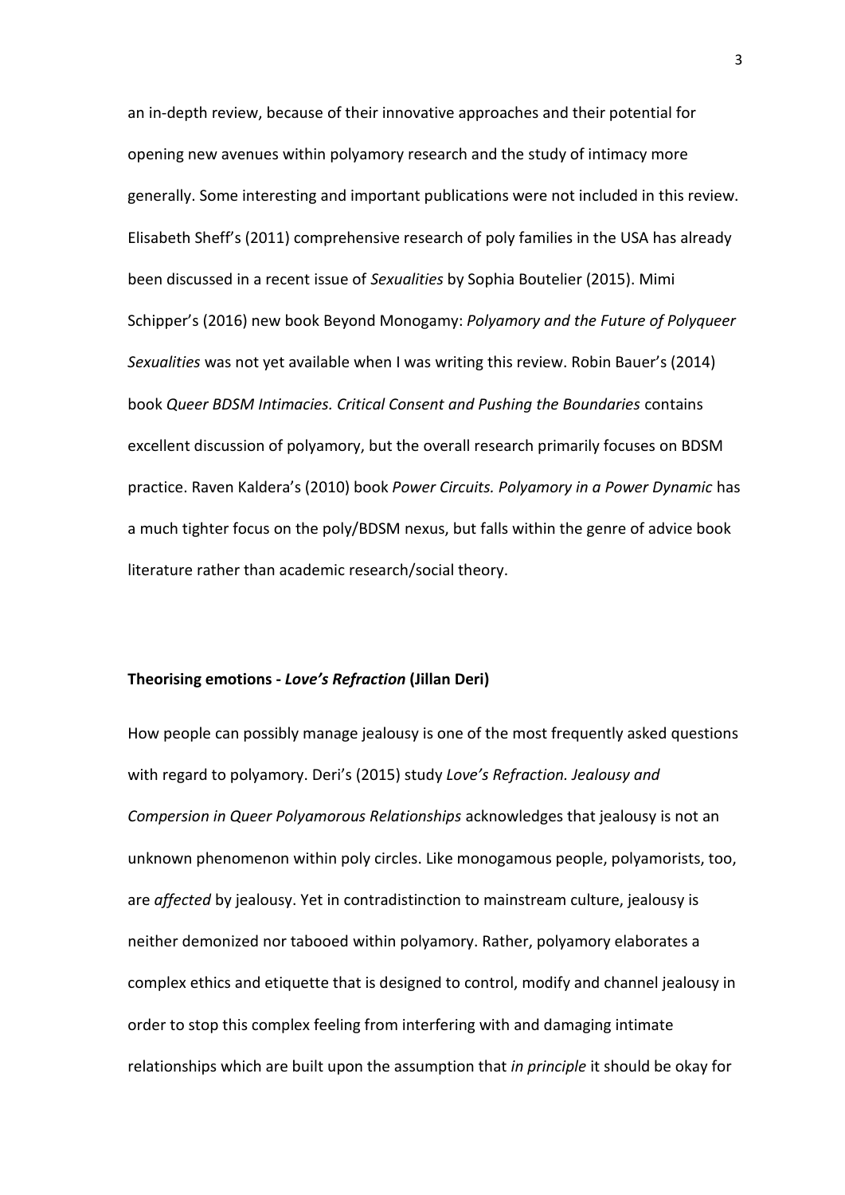an in-depth review, because of their innovative approaches and their potential for opening new avenues within polyamory research and the study of intimacy more generally. Some interesting and important publications were not included in this review. Elisabeth Sheff's (2011) comprehensive research of poly families in the USA has already been discussed in a recent issue of *Sexualities* by Sophia Boutelier (2015). Mimi Schipper's (2016) new book Beyond Monogamy: *Polyamory and the Future of Polyqueer Sexualities* was not yet available when I was writing this review. Robin Bauer's (2014) book *Queer BDSM Intimacies. Critical Consent and Pushing the Boundaries* contains excellent discussion of polyamory, but the overall research primarily focuses on BDSM practice. Raven Kaldera's (2010) book *Power Circuits. Polyamory in a Power Dynamic* has a much tighter focus on the poly/BDSM nexus, but falls within the genre of advice book literature rather than academic research/social theory.

**Theorising emotions - *Love's Refraction* (Jillan Deri)**

How people can possibly manage jealousy is one of the most frequently asked questions with regard to polyamory. Deri's (2015) study *Love's Refraction. Jealousy and Compersion in Queer Polyamorous Relationships* acknowledges that jealousy is not an unknown phenomenon within poly circles. Like monogamous people, polyamorists, too, are *affected* by jealousy. Yet in contradistinction to mainstream culture, jealousy is neither demonized nor tabooed within polyamory. Rather, polyamory elaborates a complex ethics and etiquette that is designed to control, modify and channel jealousy in order to stop this complex feeling from interfering with and damaging intimate relationships which are built upon the assumption that *in principle* it should be okay for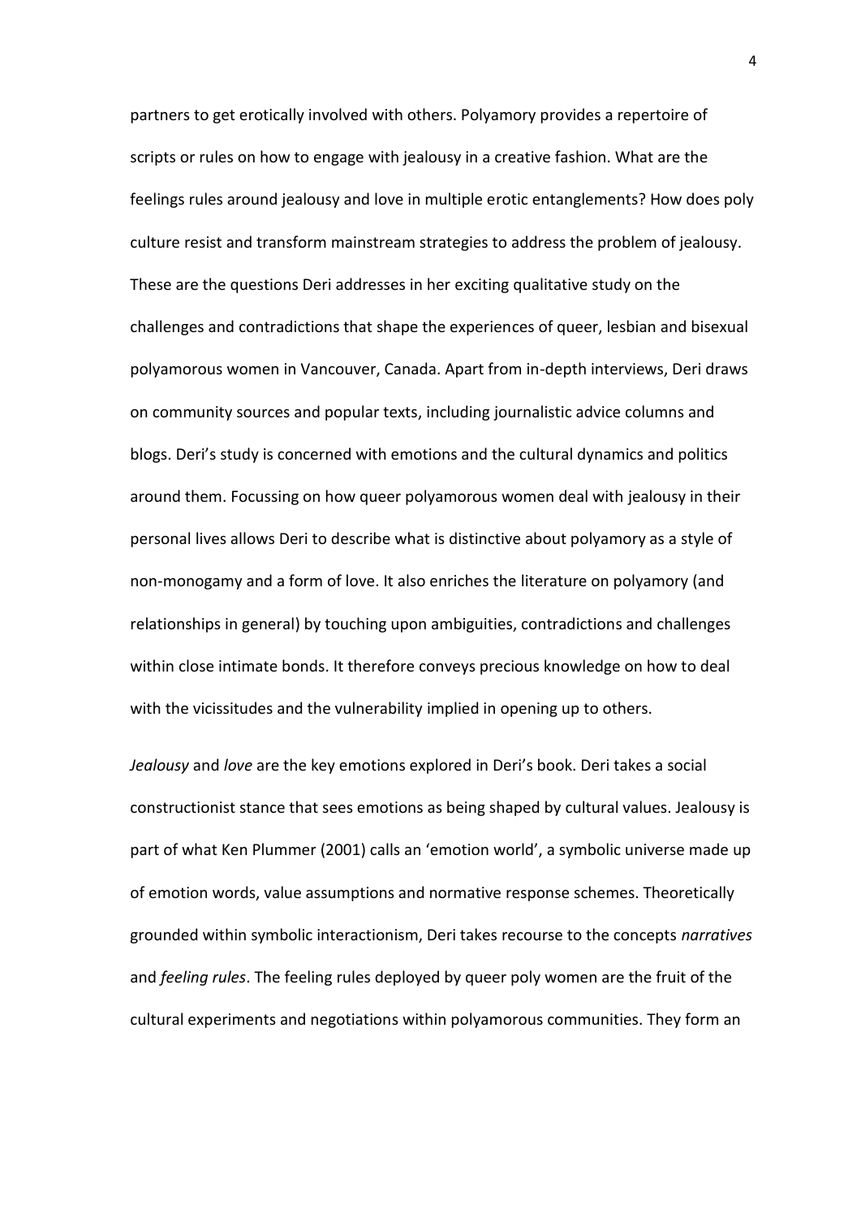partners to get erotically involved with others. Polyamory provides a repertoire of scripts or rules on how to engage with jealousy in a creative fashion. What are the feelings rules around jealousy and love in multiple erotic entanglements? How does poly culture resist and transform mainstream strategies to address the problem of jealousy. These are the questions Deri addresses in her exciting qualitative study on the challenges and contradictions that shape the experiences of queer, lesbian and bisexual polyamorous women in Vancouver, Canada. Apart from in-depth interviews, Deri draws on community sources and popular texts, including journalistic advice columns and blogs. Deri's study is concerned with emotions and the cultural dynamics and politics around them. Focussing on how queer polyamorous women deal with jealousy in their personal lives allows Deri to describe what is distinctive about polyamory as a style of non-monogamy and a form of love. It also enriches the literature on polyamory (and relationships in general) by touching upon ambiguities, contradictions and challenges within close intimate bonds. It therefore conveys precious knowledge on how to deal with the vicissitudes and the vulnerability implied in opening up to others.

*Jealousy* and *love* are the key emotions explored in Deri's book. Deri takes a social constructionist stance that sees emotions as being shaped by cultural values. Jealousy is part of what Ken Plummer (2001) calls an 'emotion world', a symbolic universe made up of emotion words, value assumptions and normative response schemes. Theoretically grounded within symbolic interactionism, Deri takes recourse to the concepts *narratives* and *feeling rules*. The feeling rules deployed by queer poly women are the fruit of the cultural experiments and negotiations within polyamorous communities. They form an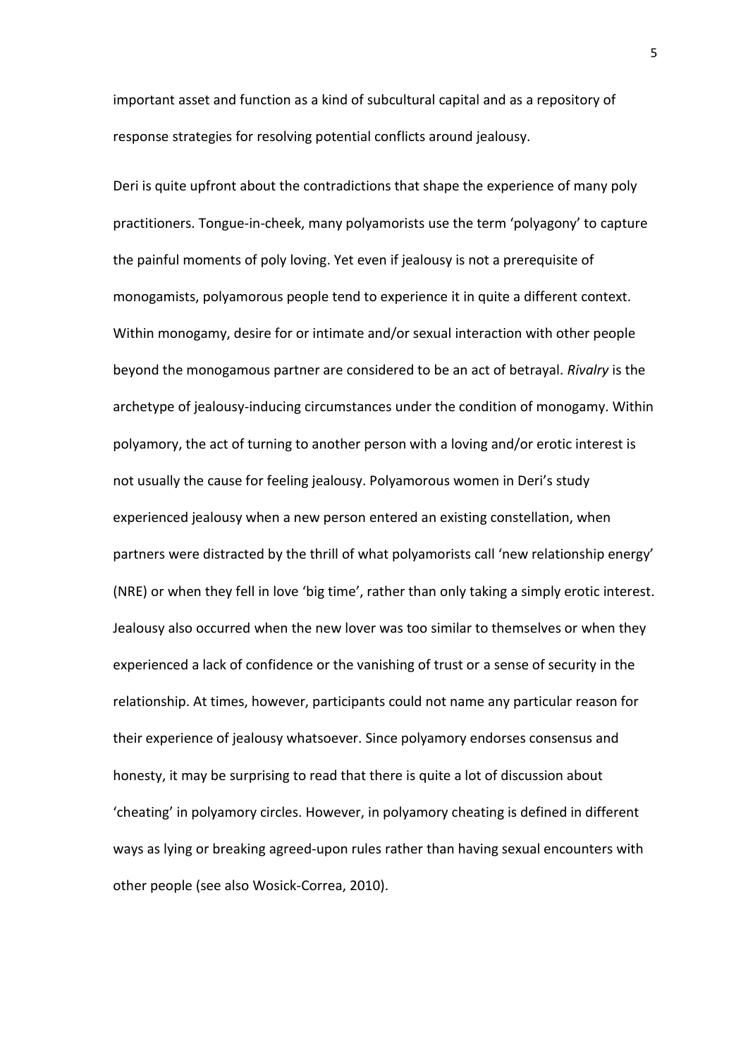important asset and function as a kind of subcultural capital and as a repository of response strategies for resolving potential conflicts around jealousy.

Deri is quite upfront about the contradictions that shape the experience of many poly practitioners. Tongue-in-cheek, many polyamorists use the term 'polyagony' to capture the painful moments of poly loving. Yet even if jealousy is not a prerequisite of monogamists, polyamorous people tend to experience it in quite a different context. Within monogamy, desire for or intimate and/or sexual interaction with other people beyond the monogamous partner are considered to be an act of betrayal. *Rivalry* is the archetype of jealousy-inducing circumstances under the condition of monogamy. Within polyamory, the act of turning to another person with a loving and/or erotic interest is not usually the cause for feeling jealousy. Polyamorous women in Deri's study experienced jealousy when a new person entered an existing constellation, when partners were distracted by the thrill of what polyamorists call 'new relationship energy' (NRE) or when they fell in love 'big time', rather than only taking a simply erotic interest. Jealousy also occurred when the new lover was too similar to themselves or when they experienced a lack of confidence or the vanishing of trust or a sense of security in the relationship. At times, however, participants could not name any particular reason for their experience of jealousy whatsoever. Since polyamory endorses consensus and honesty, it may be surprising to read that there is quite a lot of discussion about 'cheating' in polyamory circles. However, in polyamory cheating is defined in different ways as lying or breaking agreed-upon rules rather than having sexual encounters with other people (see also Wosick-Correa, 2010).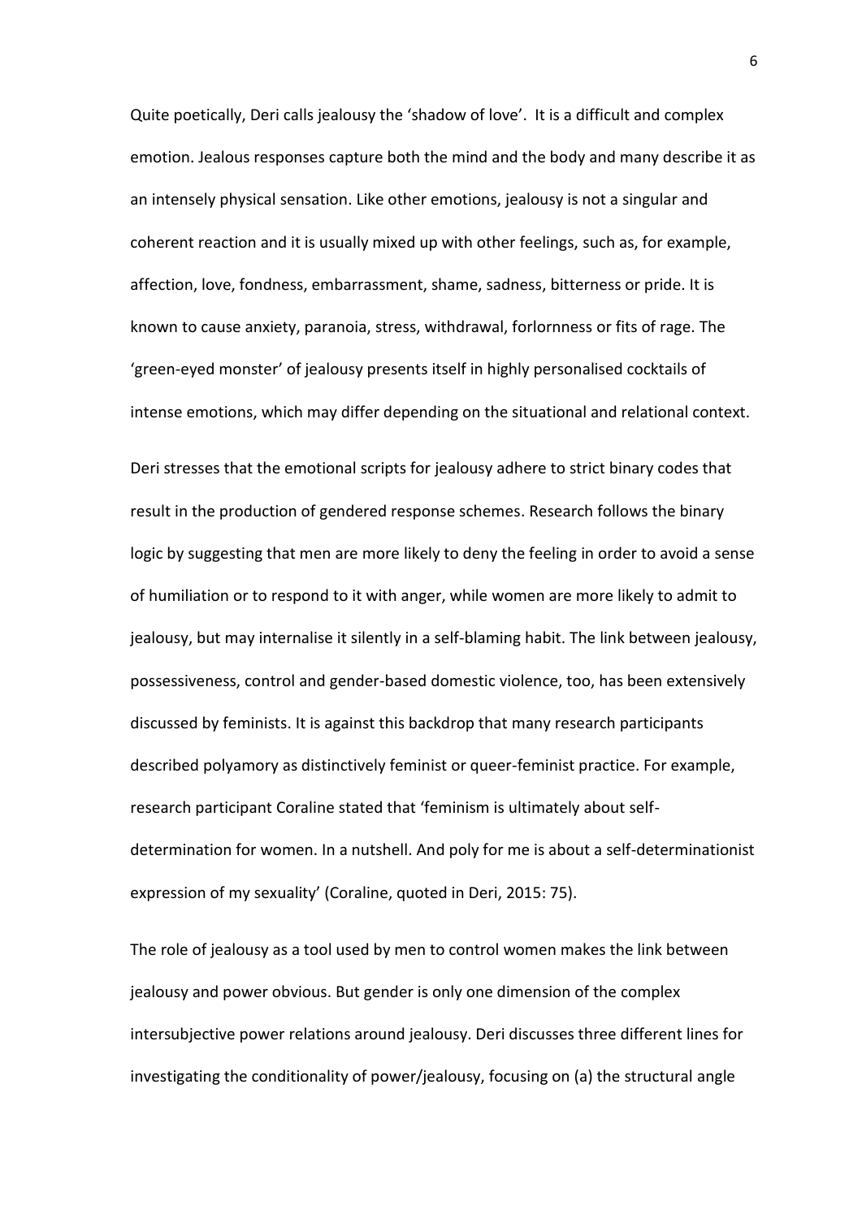Quite poetically, Deri calls jealousy the 'shadow of love'. It is a difficult and complex emotion. Jealous responses capture both the mind and the body and many describe it as an intensely physical sensation. Like other emotions, jealousy is not a singular and coherent reaction and it is usually mixed up with other feelings, such as, for example, affection, love, fondness, embarrassment, shame, sadness, bitterness or pride. It is known to cause anxiety, paranoia, stress, withdrawal, forlornness or fits of rage. The 'green-eyed monster' of jealousy presents itself in highly personalised cocktails of intense emotions, which may differ depending on the situational and relational context.

Deri stresses that the emotional scripts for jealousy adhere to strict binary codes that result in the production of gendered response schemes. Research follows the binary logic by suggesting that men are more likely to deny the feeling in order to avoid a sense of humiliation or to respond to it with anger, while women are more likely to admit to jealousy, but may internalise it silently in a self-blaming habit. The link between jealousy, possessiveness, control and gender-based domestic violence, too, has been extensively discussed by feminists. It is against this backdrop that many research participants described polyamory as distinctively feminist or queer-feminist practice. For example, research participant Coraline stated that 'feminism is ultimately about self-determination for women. In a nutshell. And poly for me is about a self-determinationist expression of my sexuality' (Coraline, quoted in Deri, 2015: 75).

The role of jealousy as a tool used by men to control women makes the link between jealousy and power obvious. But gender is only one dimension of the complex intersubjective power relations around jealousy. Deri discusses three different lines for investigating the conditionality of power/jealousy, focusing on (a) the structural angle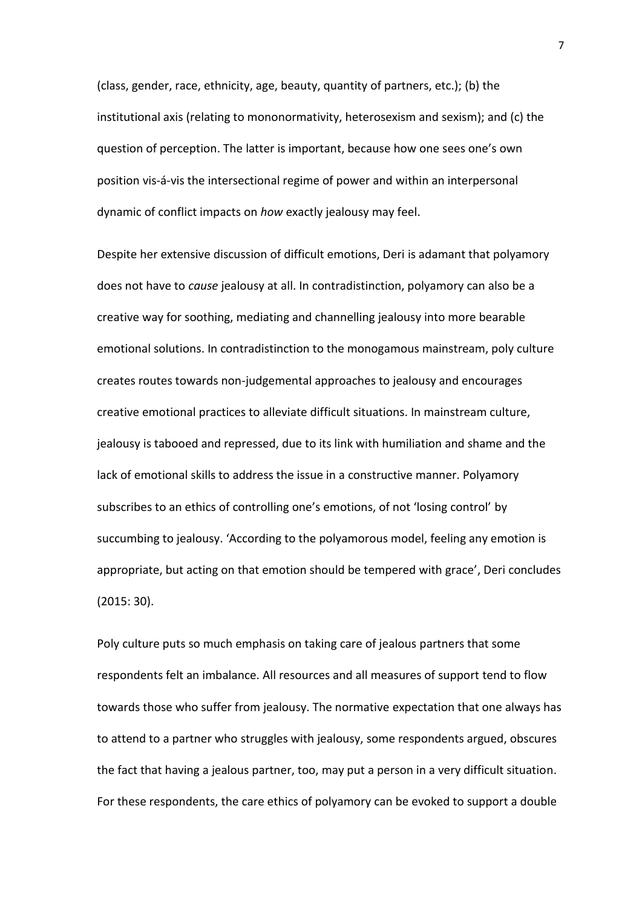(class, gender, race, ethnicity, age, beauty, quantity of partners, etc.); (b) the institutional axis (relating to mononormativity, heterosexism and sexism); and (c) the question of perception. The latter is important, because how one sees one's own position vis-á-vis the intersectional regime of power and within an interpersonal dynamic of conflict impacts on *how* exactly jealousy may feel.

Despite her extensive discussion of difficult emotions, Deri is adamant that polyamory does not have to *cause* jealousy at all. In contradistinction, polyamory can also be a creative way for soothing, mediating and channelling jealousy into more bearable emotional solutions. In contradistinction to the monogamous mainstream, poly culture creates routes towards non-judgemental approaches to jealousy and encourages creative emotional practices to alleviate difficult situations. In mainstream culture, jealousy is tabooed and repressed, due to its link with humiliation and shame and the lack of emotional skills to address the issue in a constructive manner. Polyamory subscribes to an ethics of controlling one's emotions, of not 'losing control' by succumbing to jealousy. 'According to the polyamorous model, feeling any emotion is appropriate, but acting on that emotion should be tempered with grace', Deri concludes (2015: 30).

Poly culture puts so much emphasis on taking care of jealous partners that some respondents felt an imbalance. All resources and all measures of support tend to flow towards those who suffer from jealousy. The normative expectation that one always has to attend to a partner who struggles with jealousy, some respondents argued, obscures the fact that having a jealous partner, too, may put a person in a very difficult situation. For these respondents, the care ethics of polyamory can be evoked to support a double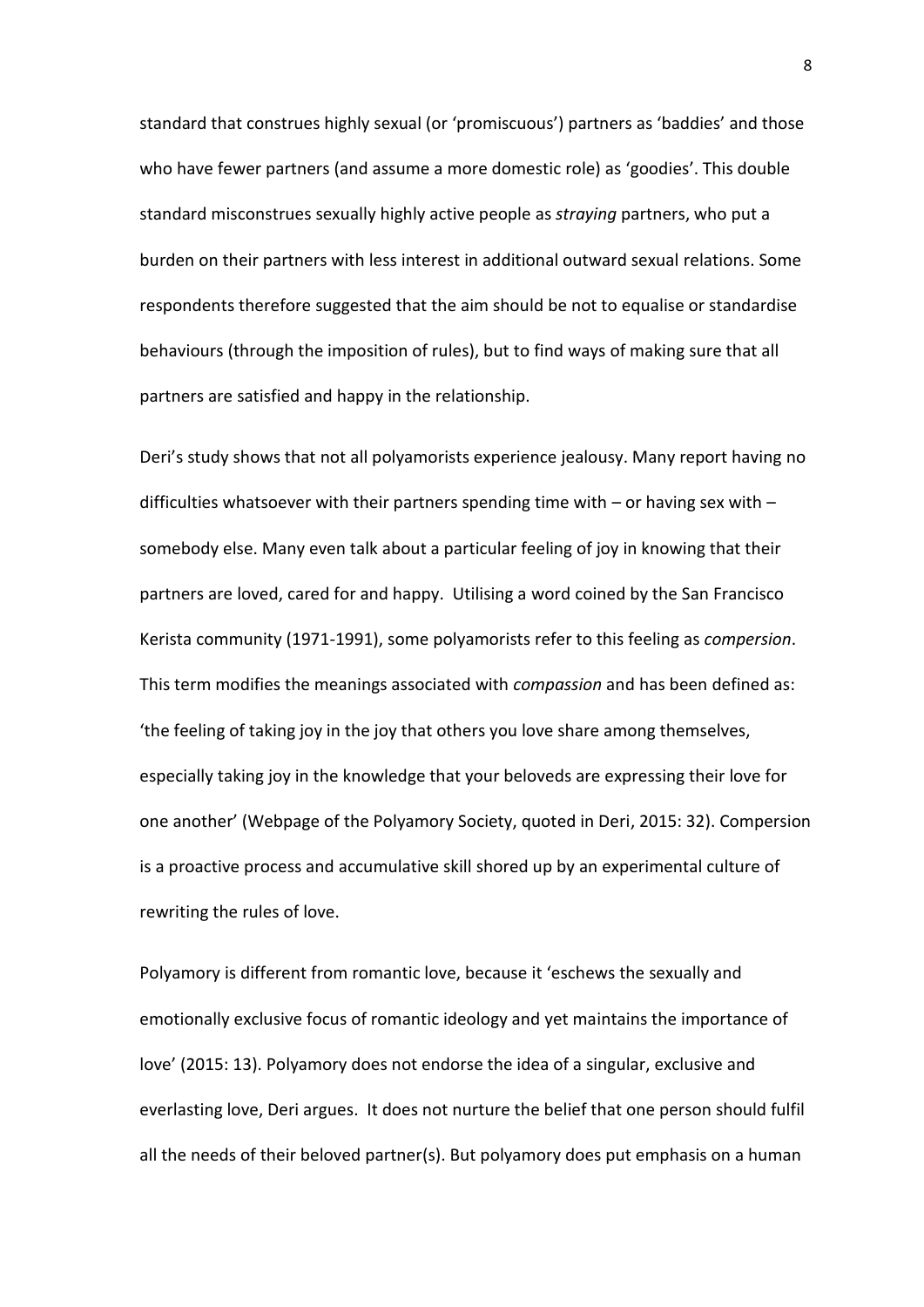standard that construes highly sexual (or 'promiscuous') partners as 'baddies' and those who have fewer partners (and assume a more domestic role) as 'goodies'. This double standard misconstrues sexually highly active people as *straying* partners, who put a burden on their partners with less interest in additional outward sexual relations. Some respondents therefore suggested that the aim should be not to equalise or standardise behaviours (through the imposition of rules), but to find ways of making sure that all partners are satisfied and happy in the relationship.

Deri's study shows that not all polyamorists experience jealousy. Many report having no difficulties whatsoever with their partners spending time with – or having sex with – somebody else. Many even talk about a particular feeling of joy in knowing that their partners are loved, cared for and happy. Utilising a word coined by the San Francisco Kerista community (1971-1991), some polyamorists refer to this feeling as *compersion*. This term modifies the meanings associated with *compassion* and has been defined as: 'the feeling of taking joy in the joy that others you love share among themselves, especially taking joy in the knowledge that your beloveds are expressing their love for one another' (Webpage of the Polyamory Society, quoted in Deri, 2015: 32). Compersion is a proactive process and accumulative skill shored up by an experimental culture of rewriting the rules of love.

Polyamory is different from romantic love, because it 'eschews the sexually and emotionally exclusive focus of romantic ideology and yet maintains the importance of love' (2015: 13). Polyamory does not endorse the idea of a singular, exclusive and everlasting love, Deri argues. It does not nurture the belief that one person should fulfil all the needs of their beloved partner(s). But polyamory does put emphasis on a human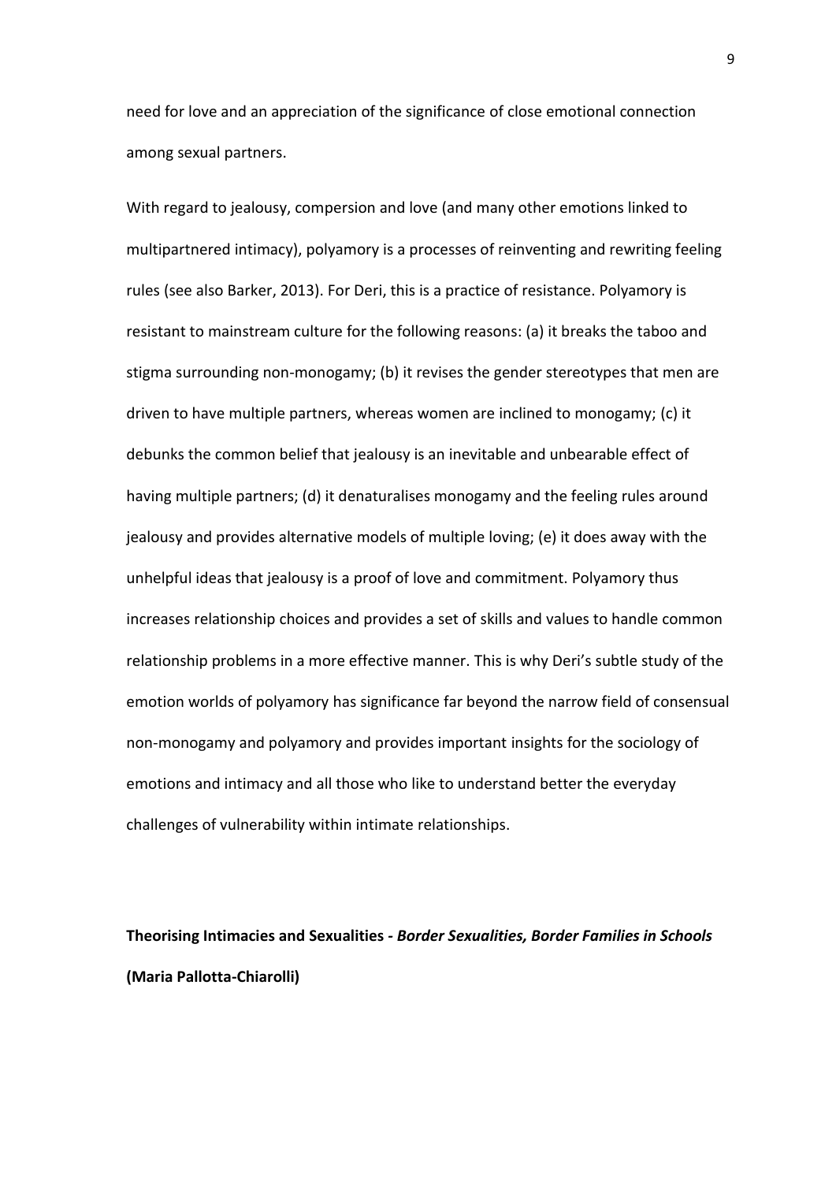need for love and an appreciation of the significance of close emotional connection among sexual partners.

With regard to jealousy, compersion and love (and many other emotions linked to multipartnered intimacy), polyamory is a processes of reinventing and rewriting feeling rules (see also Barker, 2013). For Deri, this is a practice of resistance. Polyamory is resistant to mainstream culture for the following reasons: (a) it breaks the taboo and stigma surrounding non-monogamy; (b) it revises the gender stereotypes that men are driven to have multiple partners, whereas women are inclined to monogamy; (c) it debunks the common belief that jealousy is an inevitable and unbearable effect of having multiple partners; (d) it denaturalises monogamy and the feeling rules around jealousy and provides alternative models of multiple loving; (e) it does away with the unhelpful ideas that jealousy is a proof of love and commitment. Polyamory thus increases relationship choices and provides a set of skills and values to handle common relationship problems in a more effective manner. This is why Deri's subtle study of the emotion worlds of polyamory has significance far beyond the narrow field of consensual non-monogamy and polyamory and provides important insights for the sociology of emotions and intimacy and all those who like to understand better the everyday challenges of vulnerability within intimate relationships.

**Theorising Intimacies and Sexualities -** ***Border Sexualities, Border Families in Schools*** **(Maria Pallotta-Chiarolli)**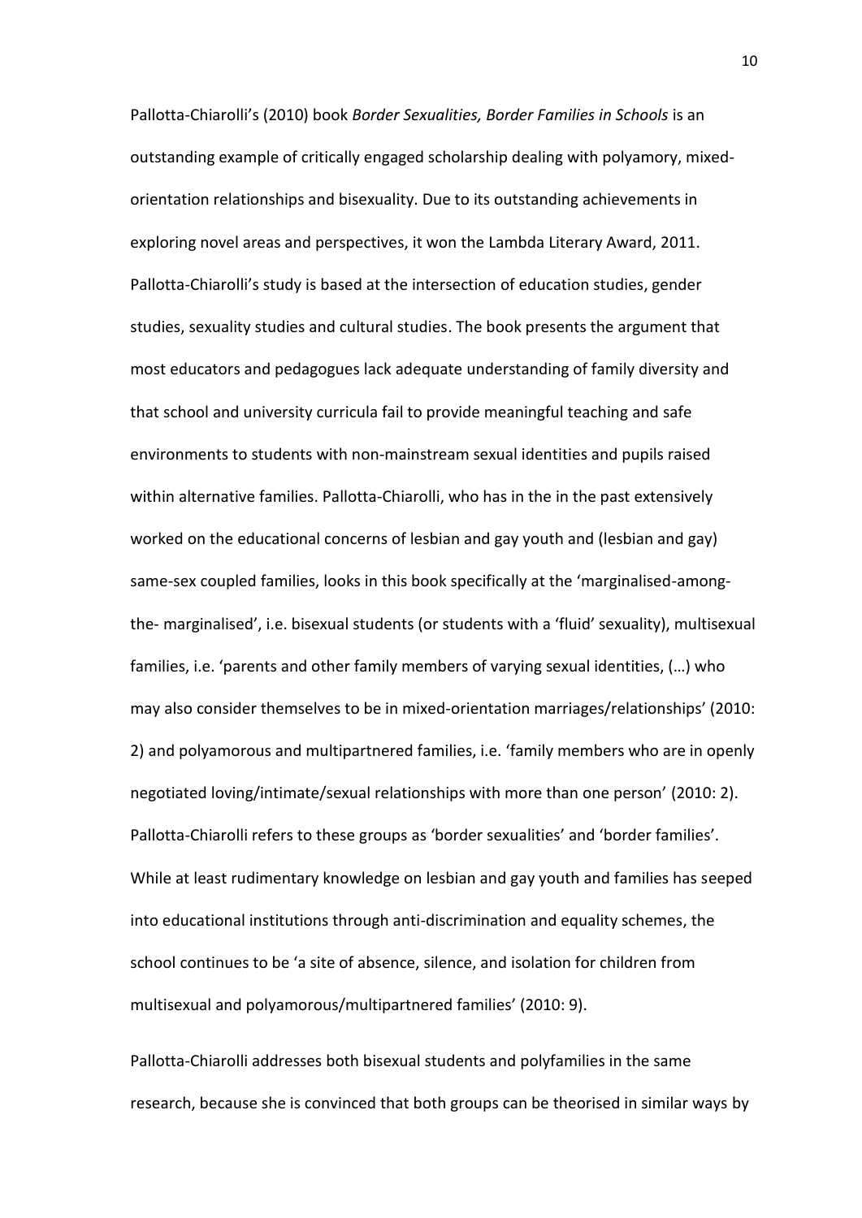Pallotta-Chiarolli's (2010) book *Border Sexualities, Border Families in Schools* is an outstanding example of critically engaged scholarship dealing with polyamory, mixed-orientation relationships and bisexuality. Due to its outstanding achievements in exploring novel areas and perspectives, it won the Lambda Literary Award, 2011. Pallotta-Chiarolli's study is based at the intersection of education studies, gender studies, sexuality studies and cultural studies. The book presents the argument that most educators and pedagogues lack adequate understanding of family diversity and that school and university curricula fail to provide meaningful teaching and safe environments to students with non-mainstream sexual identities and pupils raised within alternative families. Pallotta-Chiarolli, who has in the in the past extensively worked on the educational concerns of lesbian and gay youth and (lesbian and gay) same-sex coupled families, looks in this book specifically at the 'marginalised-among-the- marginalised', i.e. bisexual students (or students with a 'fluid' sexuality), multisexual families, i.e. 'parents and other family members of varying sexual identities, (…) who may also consider themselves to be in mixed-orientation marriages/relationships' (2010: 2) and polyamorous and multipartnered families, i.e. 'family members who are in openly negotiated loving/intimate/sexual relationships with more than one person' (2010: 2). Pallotta-Chiarolli refers to these groups as 'border sexualities' and 'border families'. While at least rudimentary knowledge on lesbian and gay youth and families has seeped into educational institutions through anti-discrimination and equality schemes, the school continues to be 'a site of absence, silence, and isolation for children from multisexual and polyamorous/multipartnered families' (2010: 9).

Pallotta-Chiarolli addresses both bisexual students and polyfamilies in the same research, because she is convinced that both groups can be theorised in similar ways by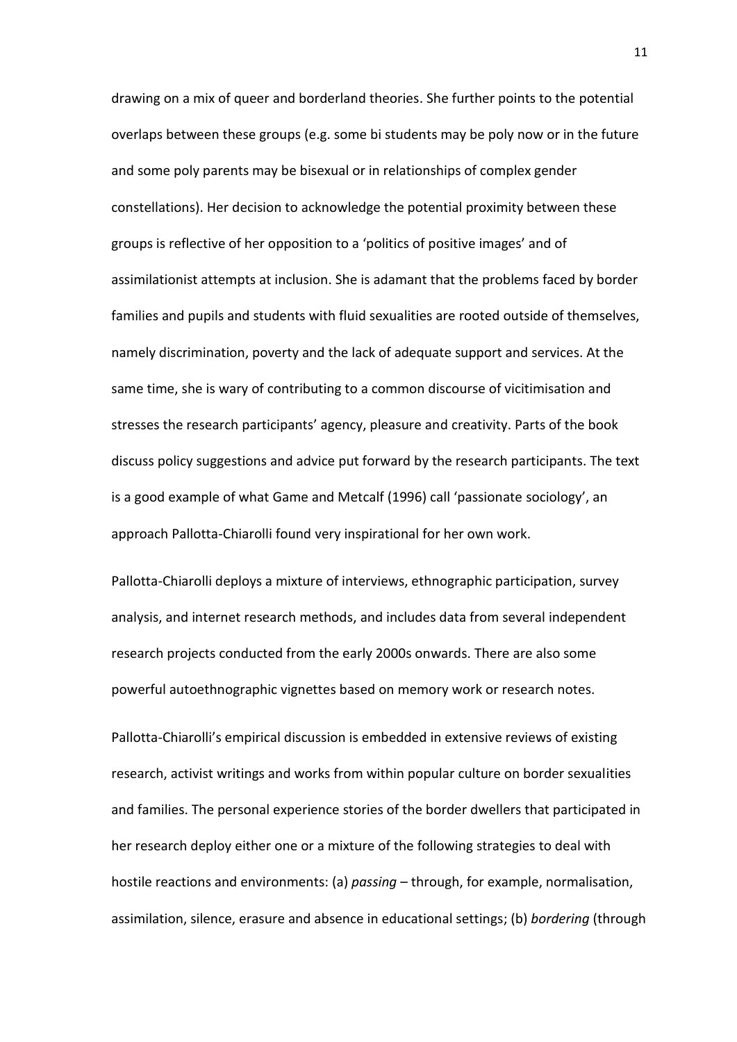drawing on a mix of queer and borderland theories. She further points to the potential overlaps between these groups (e.g. some bi students may be poly now or in the future and some poly parents may be bisexual or in relationships of complex gender constellations). Her decision to acknowledge the potential proximity between these groups is reflective of her opposition to a 'politics of positive images' and of assimilationist attempts at inclusion. She is adamant that the problems faced by border families and pupils and students with fluid sexualities are rooted outside of themselves, namely discrimination, poverty and the lack of adequate support and services. At the same time, she is wary of contributing to a common discourse of vicitimisation and stresses the research participants' agency, pleasure and creativity. Parts of the book discuss policy suggestions and advice put forward by the research participants. The text is a good example of what Game and Metcalf (1996) call 'passionate sociology', an approach Pallotta-Chiarolli found very inspirational for her own work.

Pallotta-Chiarolli deploys a mixture of interviews, ethnographic participation, survey analysis, and internet research methods, and includes data from several independent research projects conducted from the early 2000s onwards. There are also some powerful autoethnographic vignettes based on memory work or research notes.

Pallotta-Chiarolli's empirical discussion is embedded in extensive reviews of existing research, activist writings and works from within popular culture on border sexualities and families. The personal experience stories of the border dwellers that participated in her research deploy either one or a mixture of the following strategies to deal with hostile reactions and environments: (a) *passing* – through, for example, normalisation, assimilation, silence, erasure and absence in educational settings; (b) *bordering* (through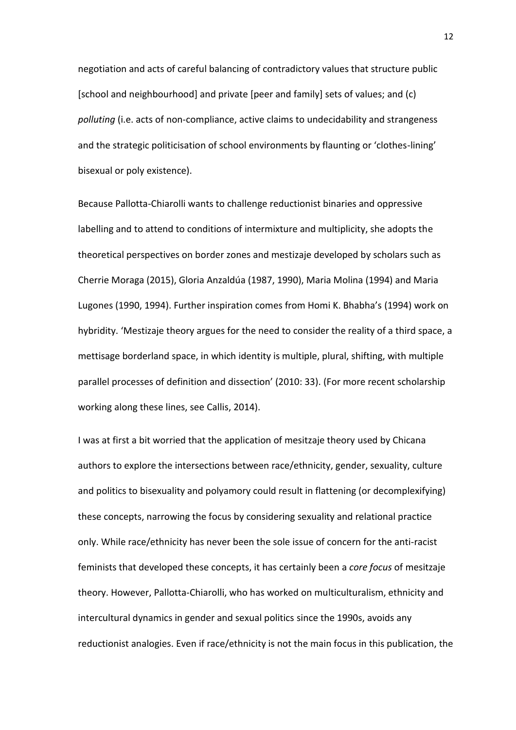negotiation and acts of careful balancing of contradictory values that structure public [school and neighbourhood] and private [peer and family] sets of values; and (c) *polluting* (i.e. acts of non-compliance, active claims to undecidability and strangeness and the strategic politicisation of school environments by flaunting or 'clothes-lining' bisexual or poly existence).

Because Pallotta-Chiarolli wants to challenge reductionist binaries and oppressive labelling and to attend to conditions of intermixture and multiplicity, she adopts the theoretical perspectives on border zones and mestizaje developed by scholars such as Cherrie Moraga (2015), Gloria Anzaldúa (1987, 1990), Maria Molina (1994) and Maria Lugones (1990, 1994). Further inspiration comes from Homi K. Bhabha's (1994) work on hybridity. 'Mestizaje theory argues for the need to consider the reality of a third space, a mettisage borderland space, in which identity is multiple, plural, shifting, with multiple parallel processes of definition and dissection' (2010: 33). (For more recent scholarship working along these lines, see Callis, 2014).

I was at first a bit worried that the application of mesitzaje theory used by Chicana authors to explore the intersections between race/ethnicity, gender, sexuality, culture and politics to bisexuality and polyamory could result in flattening (or decomplexifying) these concepts, narrowing the focus by considering sexuality and relational practice only. While race/ethnicity has never been the sole issue of concern for the anti-racist feminists that developed these concepts, it has certainly been a *core focus* of mesitzaje theory. However, Pallotta-Chiarolli, who has worked on multiculturalism, ethnicity and intercultural dynamics in gender and sexual politics since the 1990s, avoids any reductionist analogies. Even if race/ethnicity is not the main focus in this publication, the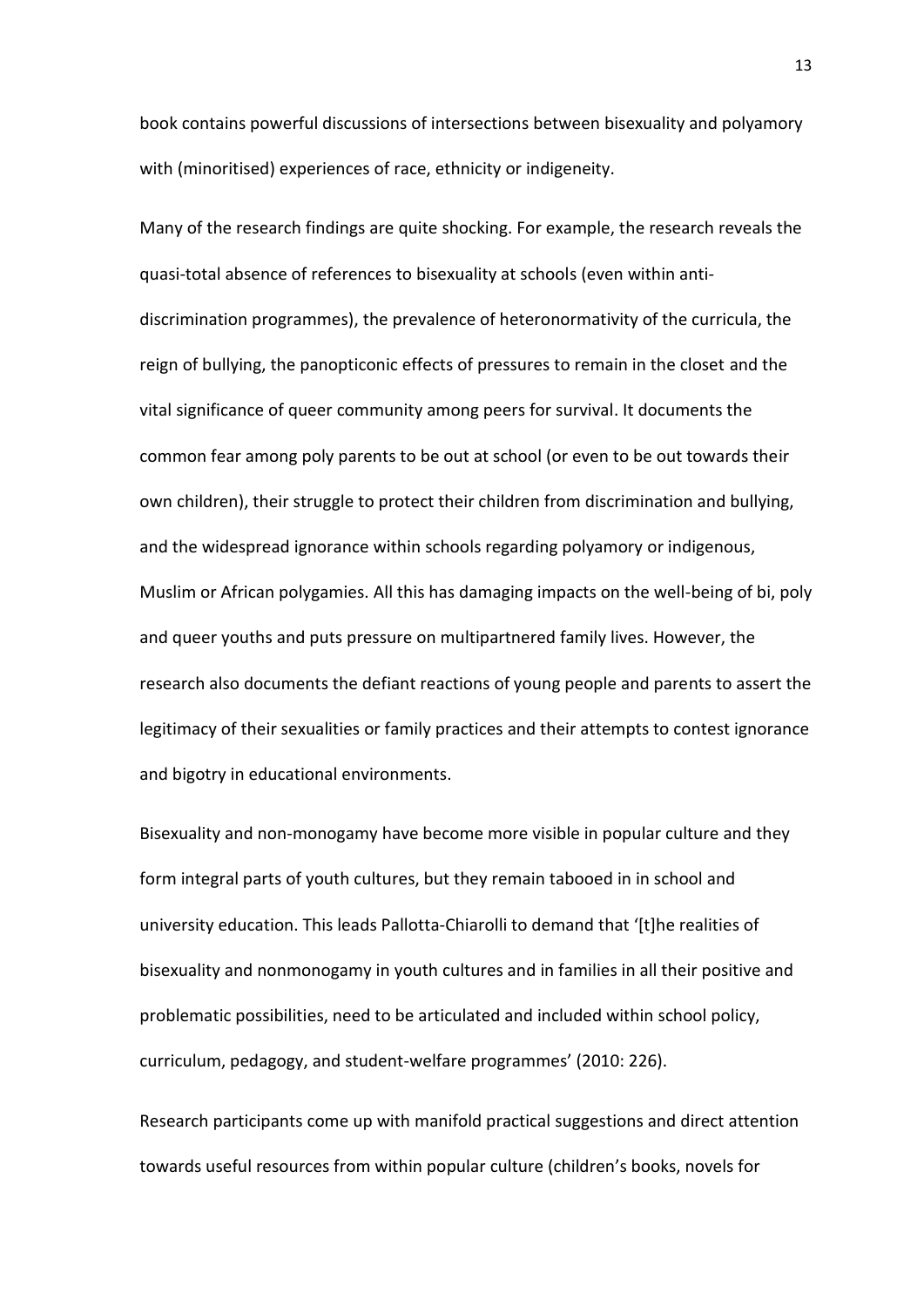book contains powerful discussions of intersections between bisexuality and polyamory with (minoritised) experiences of race, ethnicity or indigeneity.

Many of the research findings are quite shocking. For example, the research reveals the quasi-total absence of references to bisexuality at schools (even within anti-discrimination programmes), the prevalence of heteronormativity of the curricula, the reign of bullying, the panopticonic effects of pressures to remain in the closet and the vital significance of queer community among peers for survival. It documents the common fear among poly parents to be out at school (or even to be out towards their own children), their struggle to protect their children from discrimination and bullying, and the widespread ignorance within schools regarding polyamory or indigenous, Muslim or African polygamies. All this has damaging impacts on the well-being of bi, poly and queer youths and puts pressure on multipartnered family lives. However, the research also documents the defiant reactions of young people and parents to assert the legitimacy of their sexualities or family practices and their attempts to contest ignorance and bigotry in educational environments.

Bisexuality and non-monogamy have become more visible in popular culture and they form integral parts of youth cultures, but they remain tabooed in in school and university education. This leads Pallotta-Chiarolli to demand that '[t]he realities of bisexuality and nonmonogamy in youth cultures and in families in all their positive and problematic possibilities, need to be articulated and included within school policy, curriculum, pedagogy, and student-welfare programmes' (2010: 226).

Research participants come up with manifold practical suggestions and direct attention towards useful resources from within popular culture (children's books, novels for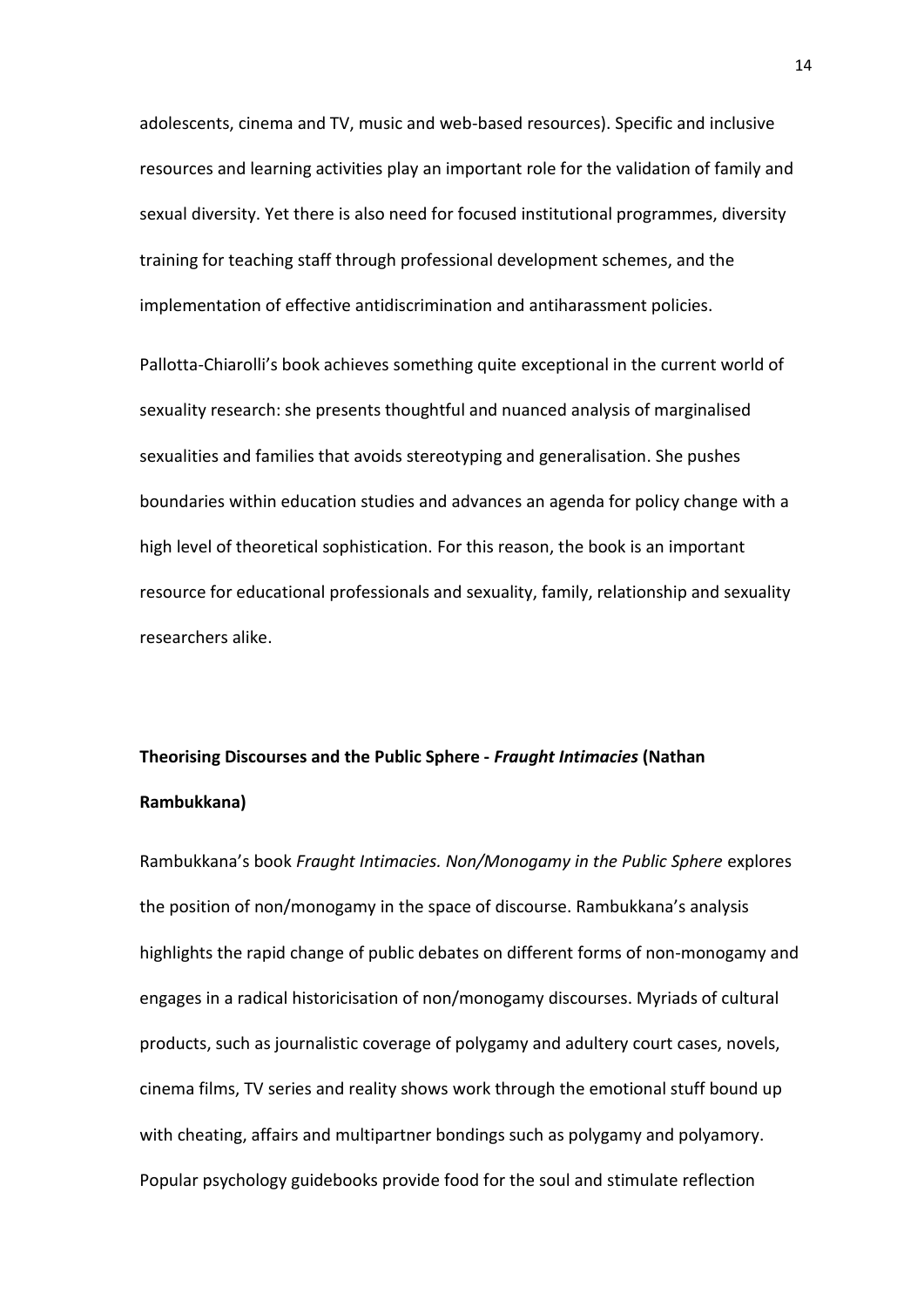adolescents, cinema and TV, music and web-based resources). Specific and inclusive resources and learning activities play an important role for the validation of family and sexual diversity. Yet there is also need for focused institutional programmes, diversity training for teaching staff through professional development schemes, and the implementation of effective antidiscrimination and antiharassment policies.

Pallotta-Chiarolli's book achieves something quite exceptional in the current world of sexuality research: she presents thoughtful and nuanced analysis of marginalised sexualities and families that avoids stereotyping and generalisation. She pushes boundaries within education studies and advances an agenda for policy change with a high level of theoretical sophistication. For this reason, the book is an important resource for educational professionals and sexuality, family, relationship and sexuality researchers alike.

**Theorising Discourses and the Public Sphere - *Fraught Intimacies* (Nathan Rambukkana)**

Rambukkana's book *Fraught Intimacies. Non/Monogamy in the Public Sphere* explores the position of non/monogamy in the space of discourse. Rambukkana's analysis highlights the rapid change of public debates on different forms of non-monogamy and engages in a radical historicisation of non/monogamy discourses. Myriads of cultural products, such as journalistic coverage of polygamy and adultery court cases, novels, cinema films, TV series and reality shows work through the emotional stuff bound up with cheating, affairs and multipartner bondings such as polygamy and polyamory. Popular psychology guidebooks provide food for the soul and stimulate reflection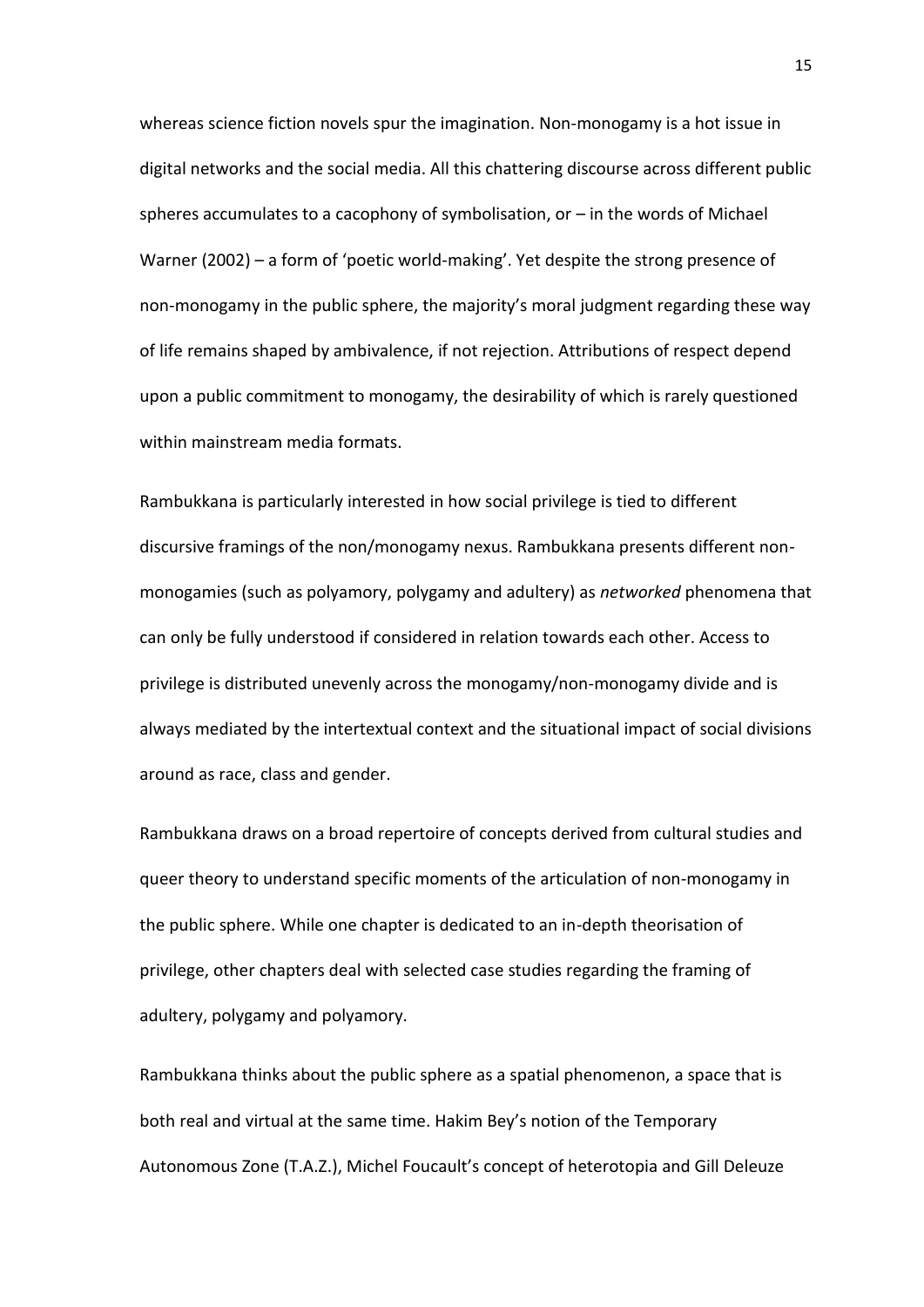whereas science fiction novels spur the imagination. Non-monogamy is a hot issue in digital networks and the social media. All this chattering discourse across different public spheres accumulates to a cacophony of symbolisation, or – in the words of Michael Warner (2002) – a form of 'poetic world-making'. Yet despite the strong presence of non-monogamy in the public sphere, the majority's moral judgment regarding these way of life remains shaped by ambivalence, if not rejection. Attributions of respect depend upon a public commitment to monogamy, the desirability of which is rarely questioned within mainstream media formats.

Rambukkana is particularly interested in how social privilege is tied to different discursive framings of the non/monogamy nexus. Rambukkana presents different non-monogamies (such as polyamory, polygamy and adultery) as *networked* phenomena that can only be fully understood if considered in relation towards each other. Access to privilege is distributed unevenly across the monogamy/non-monogamy divide and is always mediated by the intertextual context and the situational impact of social divisions around as race, class and gender.

Rambukkana draws on a broad repertoire of concepts derived from cultural studies and queer theory to understand specific moments of the articulation of non-monogamy in the public sphere. While one chapter is dedicated to an in-depth theorisation of privilege, other chapters deal with selected case studies regarding the framing of adultery, polygamy and polyamory.

Rambukkana thinks about the public sphere as a spatial phenomenon, a space that is both real and virtual at the same time. Hakim Bey's notion of the Temporary Autonomous Zone (T.A.Z.), Michel Foucault's concept of heterotopia and Gill Deleuze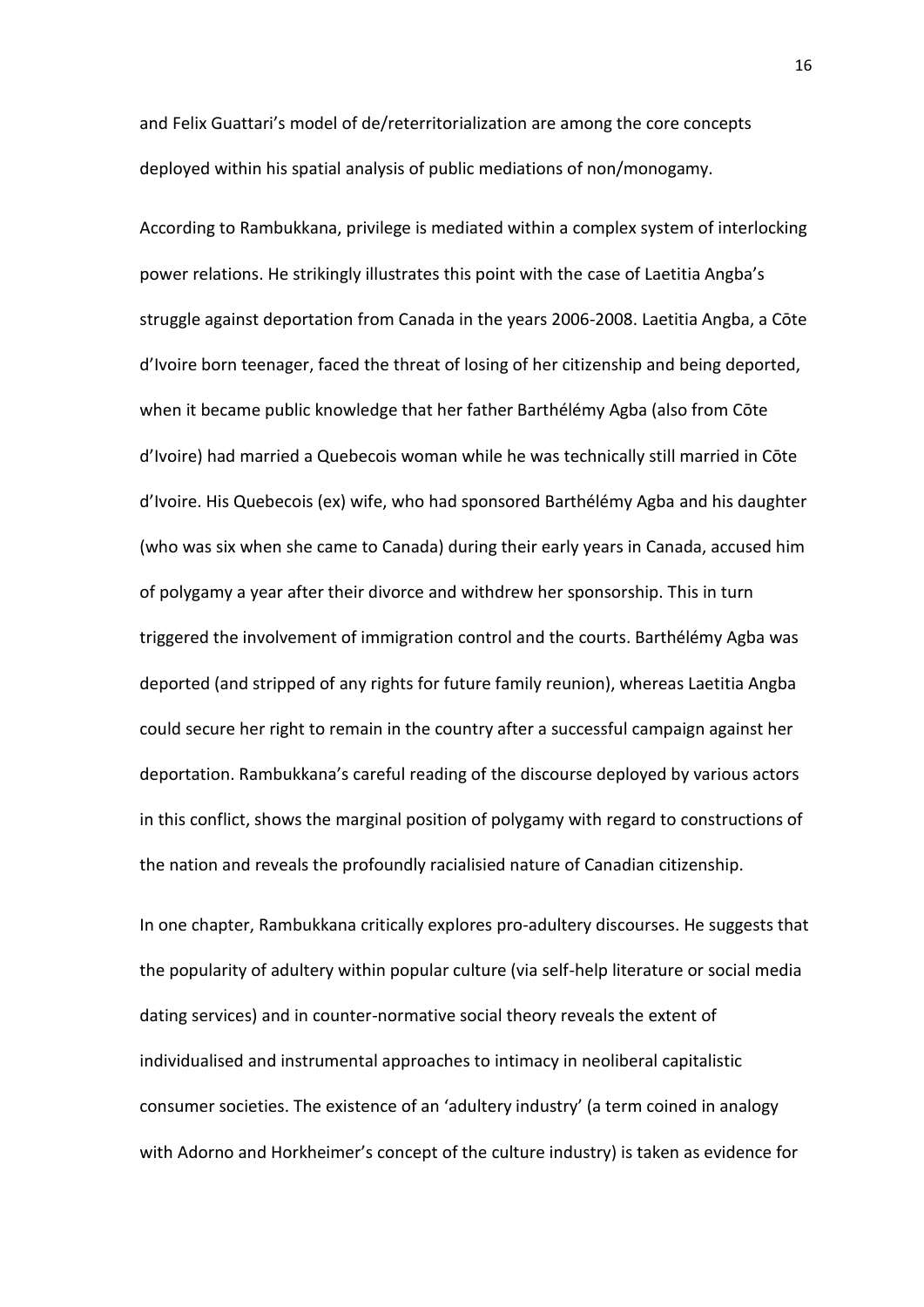and Felix Guattari's model of de/reterritorialization are among the core concepts deployed within his spatial analysis of public mediations of non/monogamy.

According to Rambukkana, privilege is mediated within a complex system of interlocking power relations. He strikingly illustrates this point with the case of Laetitia Angba's struggle against deportation from Canada in the years 2006-2008. Laetitia Angba, a Cōte d'Ivoire born teenager, faced the threat of losing of her citizenship and being deported, when it became public knowledge that her father Barthélémy Agba (also from Cōte d'Ivoire) had married a Quebecois woman while he was technically still married in Cōte d'Ivoire. His Quebecois (ex) wife, who had sponsored Barthélémy Agba and his daughter (who was six when she came to Canada) during their early years in Canada, accused him of polygamy a year after their divorce and withdrew her sponsorship. This in turn triggered the involvement of immigration control and the courts. Barthélémy Agba was deported (and stripped of any rights for future family reunion), whereas Laetitia Angba could secure her right to remain in the country after a successful campaign against her deportation. Rambukkana's careful reading of the discourse deployed by various actors in this conflict, shows the marginal position of polygamy with regard to constructions of the nation and reveals the profoundly racialisied nature of Canadian citizenship.

In one chapter, Rambukkana critically explores pro-adultery discourses. He suggests that the popularity of adultery within popular culture (via self-help literature or social media dating services) and in counter-normative social theory reveals the extent of individualised and instrumental approaches to intimacy in neoliberal capitalistic consumer societies. The existence of an 'adultery industry' (a term coined in analogy with Adorno and Horkheimer's concept of the culture industry) is taken as evidence for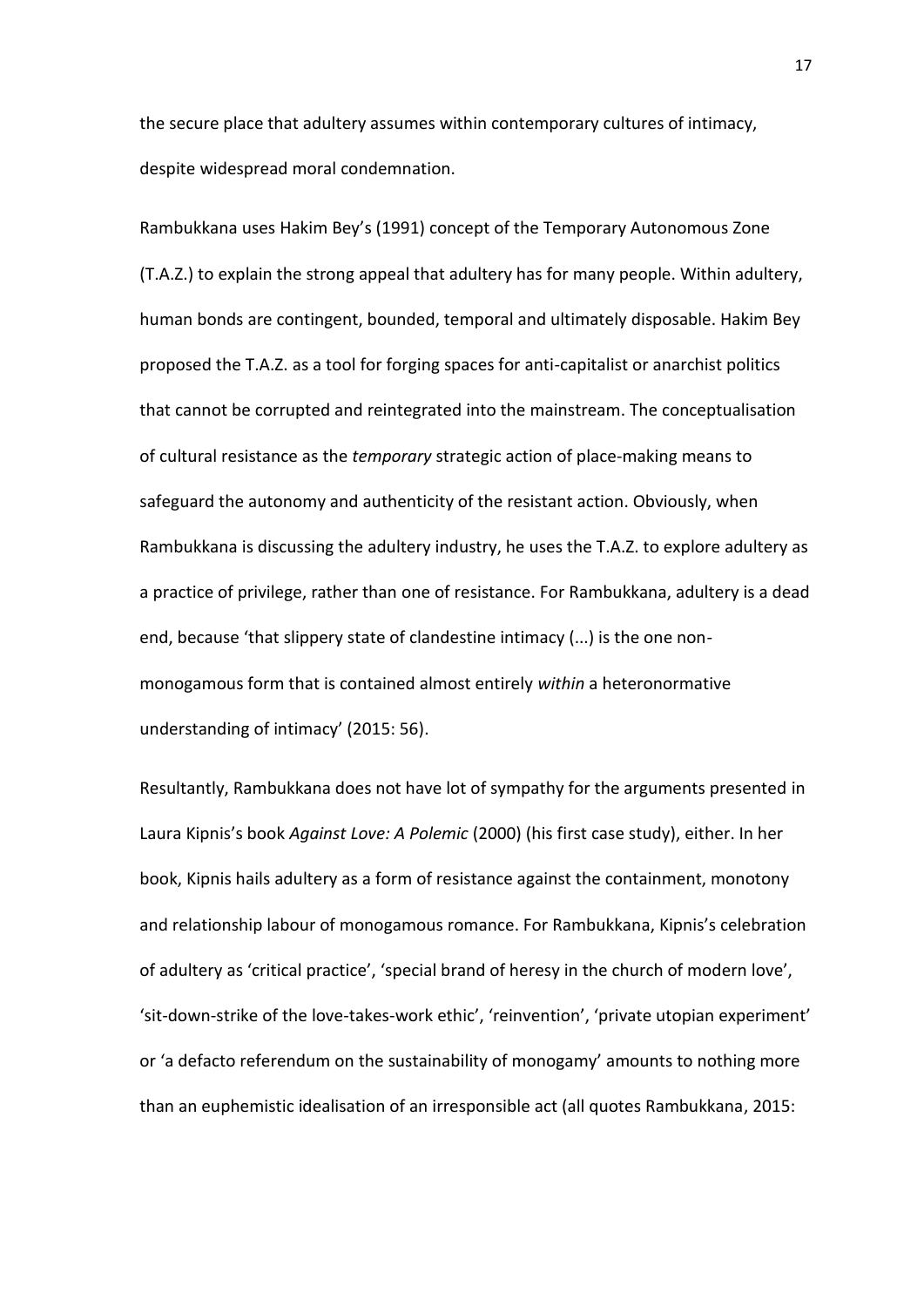the secure place that adultery assumes within contemporary cultures of intimacy, despite widespread moral condemnation.

Rambukkana uses Hakim Bey's (1991) concept of the Temporary Autonomous Zone (T.A.Z.) to explain the strong appeal that adultery has for many people. Within adultery, human bonds are contingent, bounded, temporal and ultimately disposable. Hakim Bey proposed the T.A.Z. as a tool for forging spaces for anti-capitalist or anarchist politics that cannot be corrupted and reintegrated into the mainstream. The conceptualisation of cultural resistance as the *temporary* strategic action of place-making means to safeguard the autonomy and authenticity of the resistant action. Obviously, when Rambukkana is discussing the adultery industry, he uses the T.A.Z. to explore adultery as a practice of privilege, rather than one of resistance. For Rambukkana, adultery is a dead end, because 'that slippery state of clandestine intimacy (...) is the one non-monogamous form that is contained almost entirely *within* a heteronormative understanding of intimacy' (2015: 56).

Resultantly, Rambukkana does not have lot of sympathy for the arguments presented in Laura Kipnis's book *Against Love: A Polemic* (2000) (his first case study), either. In her book, Kipnis hails adultery as a form of resistance against the containment, monotony and relationship labour of monogamous romance. For Rambukkana, Kipnis's celebration of adultery as 'critical practice', 'special brand of heresy in the church of modern love', 'sit-down-strike of the love-takes-work ethic', 'reinvention', 'private utopian experiment' or 'a defacto referendum on the sustainability of monogamy' amounts to nothing more than an euphemistic idealisation of an irresponsible act (all quotes Rambukkana, 2015: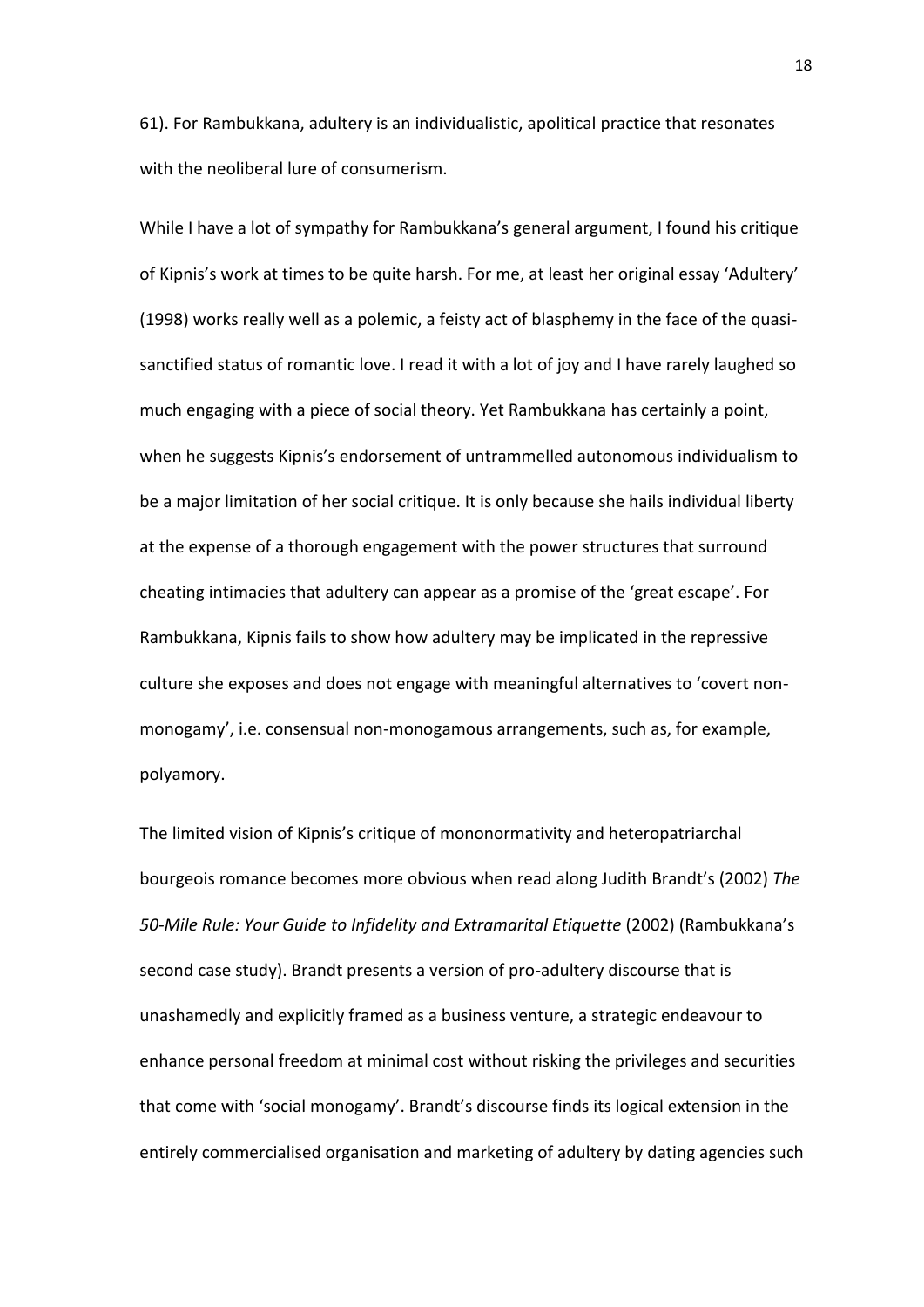61). For Rambukkana, adultery is an individualistic, apolitical practice that resonates with the neoliberal lure of consumerism.

While I have a lot of sympathy for Rambukkana's general argument, I found his critique of Kipnis's work at times to be quite harsh. For me, at least her original essay 'Adultery' (1998) works really well as a polemic, a feisty act of blasphemy in the face of the quasi-sanctified status of romantic love. I read it with a lot of joy and I have rarely laughed so much engaging with a piece of social theory. Yet Rambukkana has certainly a point, when he suggests Kipnis's endorsement of untrammelled autonomous individualism to be a major limitation of her social critique. It is only because she hails individual liberty at the expense of a thorough engagement with the power structures that surround cheating intimacies that adultery can appear as a promise of the 'great escape'. For Rambukkana, Kipnis fails to show how adultery may be implicated in the repressive culture she exposes and does not engage with meaningful alternatives to 'covert non-monogamy', i.e. consensual non-monogamous arrangements, such as, for example, polyamory.

The limited vision of Kipnis's critique of mononormativity and heteropatriarchal bourgeois romance becomes more obvious when read along Judith Brandt's (2002) *The 50-Mile Rule: Your Guide to Infidelity and Extramarital Etiquette* (2002) (Rambukkana's second case study). Brandt presents a version of pro-adultery discourse that is unashamedly and explicitly framed as a business venture, a strategic endeavour to enhance personal freedom at minimal cost without risking the privileges and securities that come with 'social monogamy'. Brandt's discourse finds its logical extension in the entirely commercialised organisation and marketing of adultery by dating agencies such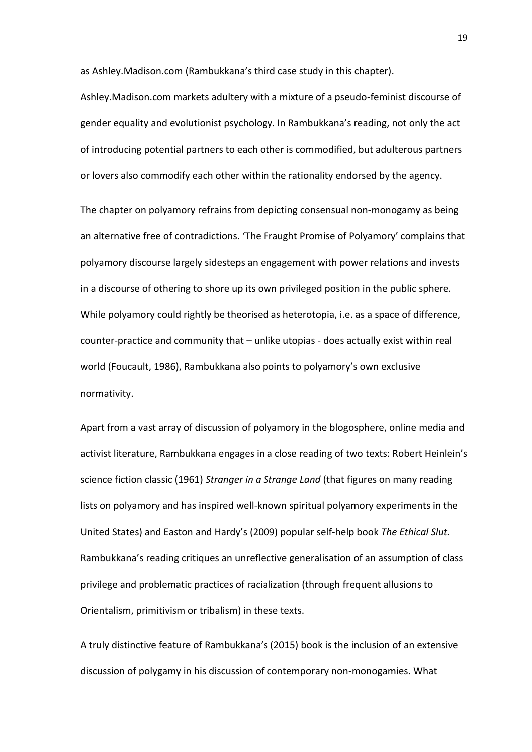as Ashley.Madison.com (Rambukkana's third case study in this chapter). Ashley.Madison.com markets adultery with a mixture of a pseudo-feminist discourse of gender equality and evolutionist psychology. In Rambukkana's reading, not only the act of introducing potential partners to each other is commodified, but adulterous partners or lovers also commodify each other within the rationality endorsed by the agency.

The chapter on polyamory refrains from depicting consensual non-monogamy as being an alternative free of contradictions. 'The Fraught Promise of Polyamory' complains that polyamory discourse largely sidesteps an engagement with power relations and invests in a discourse of othering to shore up its own privileged position in the public sphere. While polyamory could rightly be theorised as heterotopia, i.e. as a space of difference, counter-practice and community that – unlike utopias - does actually exist within real world (Foucault, 1986), Rambukkana also points to polyamory's own exclusive normativity.

Apart from a vast array of discussion of polyamory in the blogosphere, online media and activist literature, Rambukkana engages in a close reading of two texts: Robert Heinlein's science fiction classic (1961) *Stranger in a Strange Land* (that figures on many reading lists on polyamory and has inspired well-known spiritual polyamory experiments in the United States) and Easton and Hardy's (2009) popular self-help book *The Ethical Slut.* Rambukkana's reading critiques an unreflective generalisation of an assumption of class privilege and problematic practices of racialization (through frequent allusions to Orientalism, primitivism or tribalism) in these texts.

A truly distinctive feature of Rambukkana's (2015) book is the inclusion of an extensive discussion of polygamy in his discussion of contemporary non-monogamies. What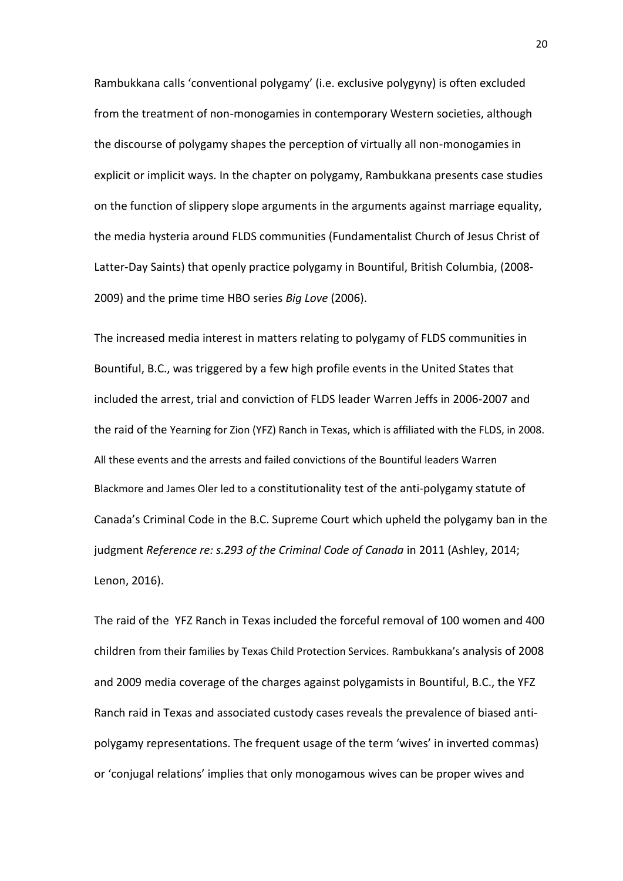Rambukkana calls 'conventional polygamy' (i.e. exclusive polygyny) is often excluded from the treatment of non-monogamies in contemporary Western societies, although the discourse of polygamy shapes the perception of virtually all non-monogamies in explicit or implicit ways. In the chapter on polygamy, Rambukkana presents case studies on the function of slippery slope arguments in the arguments against marriage equality, the media hysteria around FLDS communities (Fundamentalist Church of Jesus Christ of Latter-Day Saints) that openly practice polygamy in Bountiful, British Columbia, (2008-2009) and the prime time HBO series *Big Love* (2006).

The increased media interest in matters relating to polygamy of FLDS communities in Bountiful, B.C., was triggered by a few high profile events in the United States that included the arrest, trial and conviction of FLDS leader Warren Jeffs in 2006-2007 and the raid of the Yearning for Zion (YFZ) Ranch in Texas, which is affiliated with the FLDS, in 2008. All these events and the arrests and failed convictions of the Bountiful leaders Warren Blackmore and James Oler led to a constitutionality test of the anti-polygamy statute of Canada's Criminal Code in the B.C. Supreme Court which upheld the polygamy ban in the judgment *Reference re: s.293 of the Criminal Code of Canada* in 2011 (Ashley, 2014; Lenon, 2016).

The raid of the YFZ Ranch in Texas included the forceful removal of 100 women and 400 children from their families by Texas Child Protection Services. Rambukkana's analysis of 2008 and 2009 media coverage of the charges against polygamists in Bountiful, B.C., the YFZ Ranch raid in Texas and associated custody cases reveals the prevalence of biased anti-polygamy representations. The frequent usage of the term 'wives' in inverted commas) or 'conjugal relations' implies that only monogamous wives can be proper wives and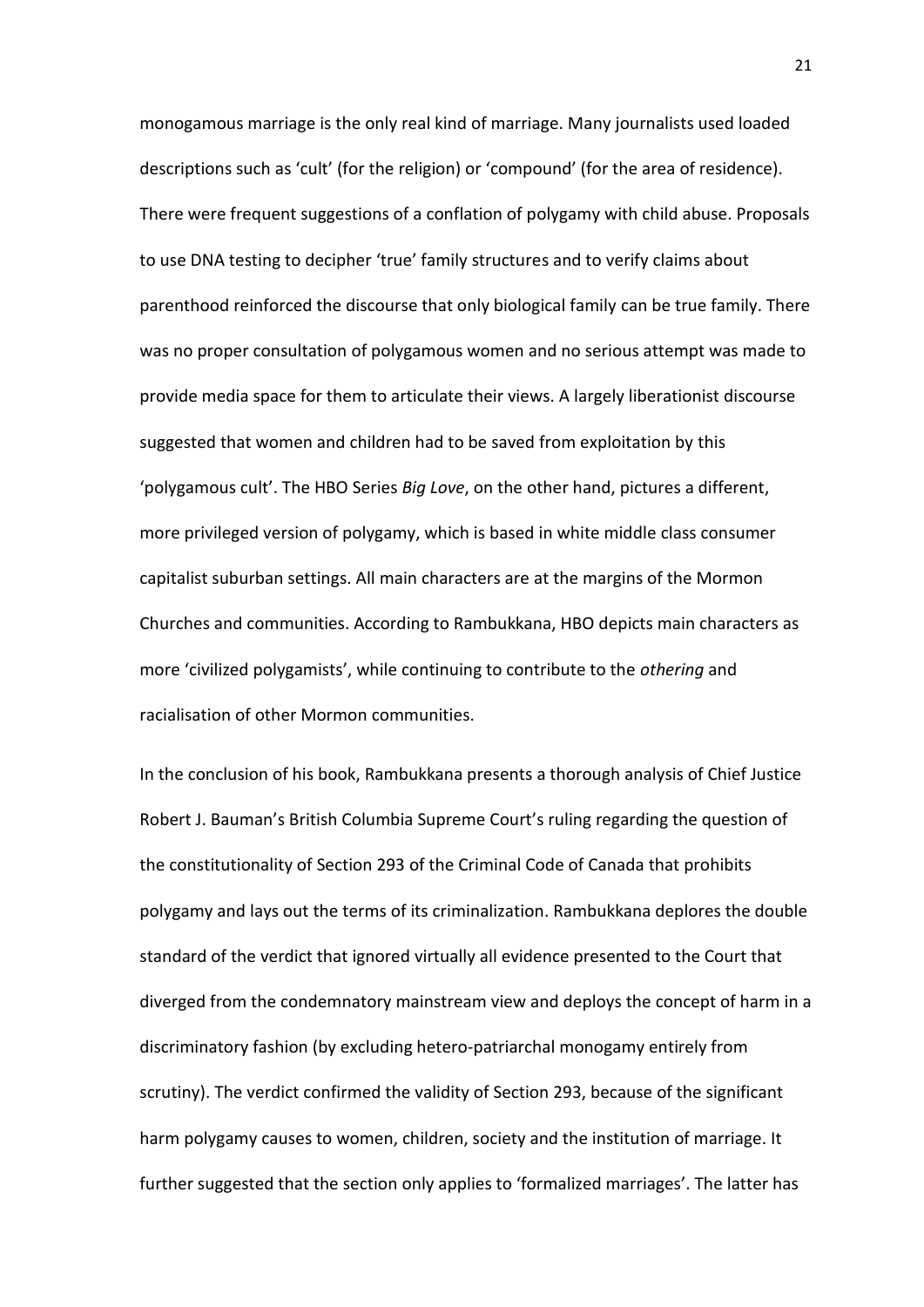monogamous marriage is the only real kind of marriage. Many journalists used loaded descriptions such as 'cult' (for the religion) or 'compound' (for the area of residence). There were frequent suggestions of a conflation of polygamy with child abuse. Proposals to use DNA testing to decipher 'true' family structures and to verify claims about parenthood reinforced the discourse that only biological family can be true family. There was no proper consultation of polygamous women and no serious attempt was made to provide media space for them to articulate their views. A largely liberationist discourse suggested that women and children had to be saved from exploitation by this 'polygamous cult'. The HBO Series *Big Love*, on the other hand, pictures a different, more privileged version of polygamy, which is based in white middle class consumer capitalist suburban settings. All main characters are at the margins of the Mormon Churches and communities. According to Rambukkana, HBO depicts main characters as more 'civilized polygamists', while continuing to contribute to the *othering* and racialisation of other Mormon communities.

In the conclusion of his book, Rambukkana presents a thorough analysis of Chief Justice Robert J. Bauman's British Columbia Supreme Court's ruling regarding the question of the constitutionality of Section 293 of the Criminal Code of Canada that prohibits polygamy and lays out the terms of its criminalization. Rambukkana deplores the double standard of the verdict that ignored virtually all evidence presented to the Court that diverged from the condemnatory mainstream view and deploys the concept of harm in a discriminatory fashion (by excluding hetero-patriarchal monogamy entirely from scrutiny). The verdict confirmed the validity of Section 293, because of the significant harm polygamy causes to women, children, society and the institution of marriage. It further suggested that the section only applies to 'formalized marriages'. The latter has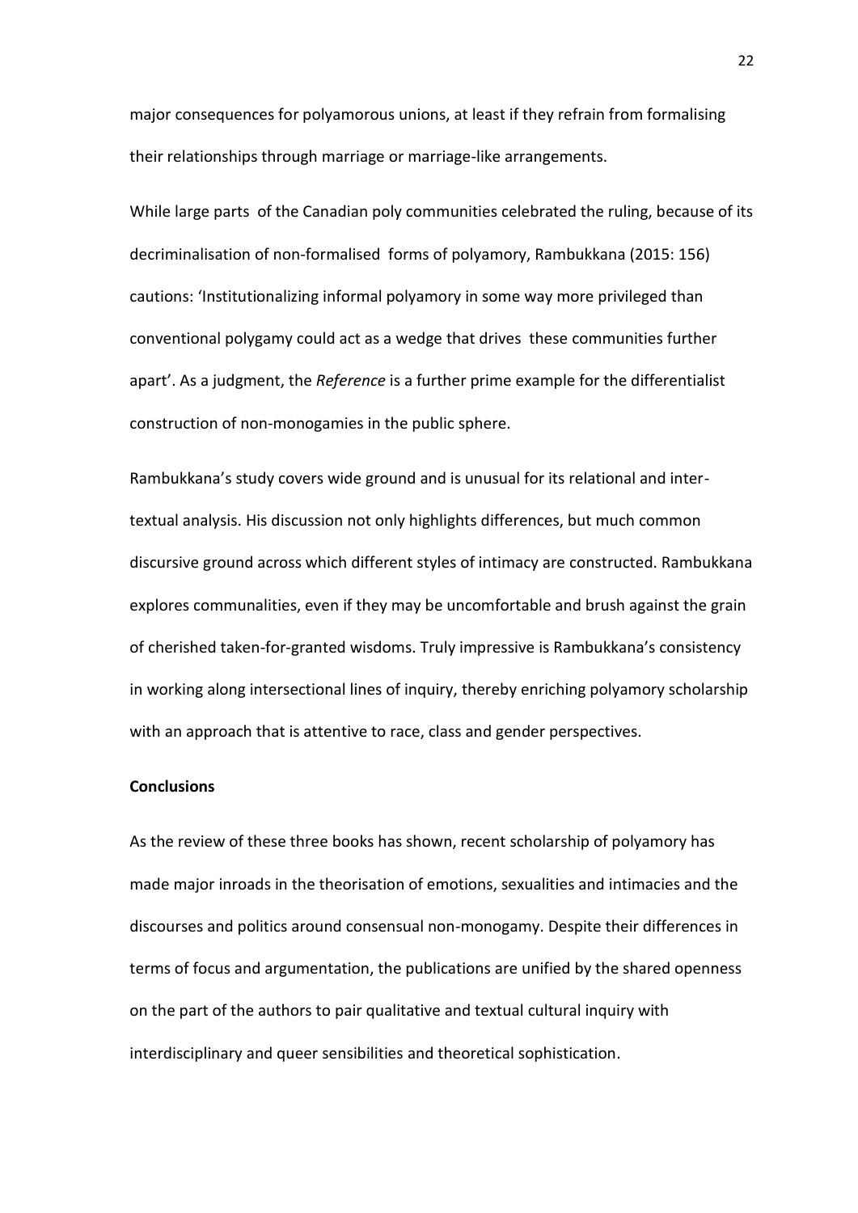major consequences for polyamorous unions, at least if they refrain from formalising their relationships through marriage or marriage-like arrangements.

While large parts of the Canadian poly communities celebrated the ruling, because of its decriminalisation of non-formalised forms of polyamory, Rambukkana (2015: 156) cautions: 'Institutionalizing informal polyamory in some way more privileged than conventional polygamy could act as a wedge that drives these communities further apart'. As a judgment, the *Reference* is a further prime example for the differentialist construction of non-monogamies in the public sphere.

Rambukkana's study covers wide ground and is unusual for its relational and inter-textual analysis. His discussion not only highlights differences, but much common discursive ground across which different styles of intimacy are constructed. Rambukkana explores communalities, even if they may be uncomfortable and brush against the grain of cherished taken-for-granted wisdoms. Truly impressive is Rambukkana's consistency in working along intersectional lines of inquiry, thereby enriching polyamory scholarship with an approach that is attentive to race, class and gender perspectives.

**Conclusions**

As the review of these three books has shown, recent scholarship of polyamory has made major inroads in the theorisation of emotions, sexualities and intimacies and the discourses and politics around consensual non-monogamy. Despite their differences in terms of focus and argumentation, the publications are unified by the shared openness on the part of the authors to pair qualitative and textual cultural inquiry with interdisciplinary and queer sensibilities and theoretical sophistication.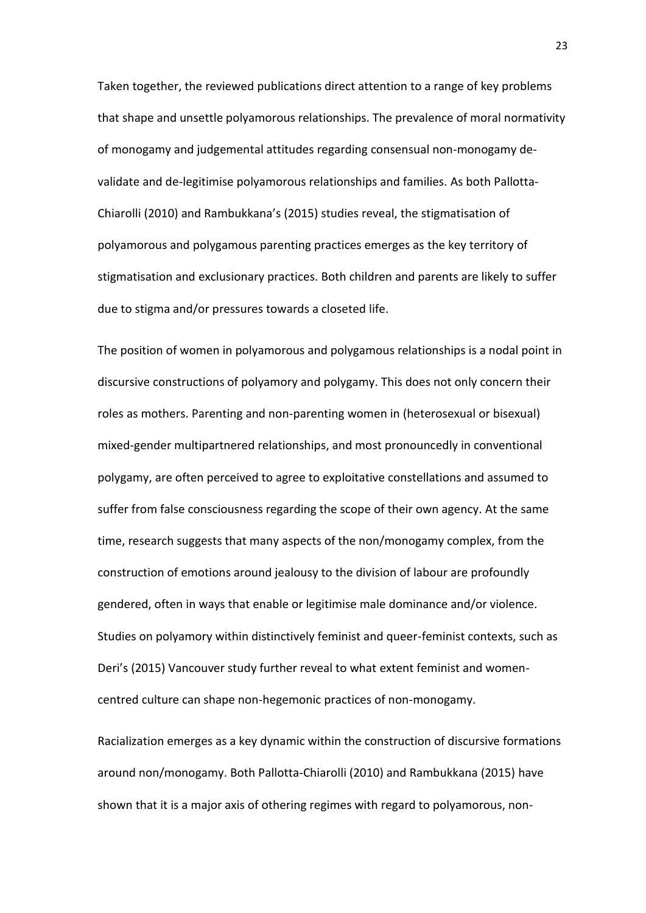Taken together, the reviewed publications direct attention to a range of key problems that shape and unsettle polyamorous relationships. The prevalence of moral normativity of monogamy and judgemental attitudes regarding consensual non-monogamy de-validate and de-legitimise polyamorous relationships and families. As both Pallotta-Chiarolli (2010) and Rambukkana's (2015) studies reveal, the stigmatisation of polyamorous and polygamous parenting practices emerges as the key territory of stigmatisation and exclusionary practices. Both children and parents are likely to suffer due to stigma and/or pressures towards a closeted life.

The position of women in polyamorous and polygamous relationships is a nodal point in discursive constructions of polyamory and polygamy. This does not only concern their roles as mothers. Parenting and non-parenting women in (heterosexual or bisexual) mixed-gender multipartnered relationships, and most pronouncedly in conventional polygamy, are often perceived to agree to exploitative constellations and assumed to suffer from false consciousness regarding the scope of their own agency. At the same time, research suggests that many aspects of the non/monogamy complex, from the construction of emotions around jealousy to the division of labour are profoundly gendered, often in ways that enable or legitimise male dominance and/or violence. Studies on polyamory within distinctively feminist and queer-feminist contexts, such as Deri's (2015) Vancouver study further reveal to what extent feminist and women-centred culture can shape non-hegemonic practices of non-monogamy.

Racialization emerges as a key dynamic within the construction of discursive formations around non/monogamy. Both Pallotta-Chiarolli (2010) and Rambukkana (2015) have shown that it is a major axis of othering regimes with regard to polyamorous, non-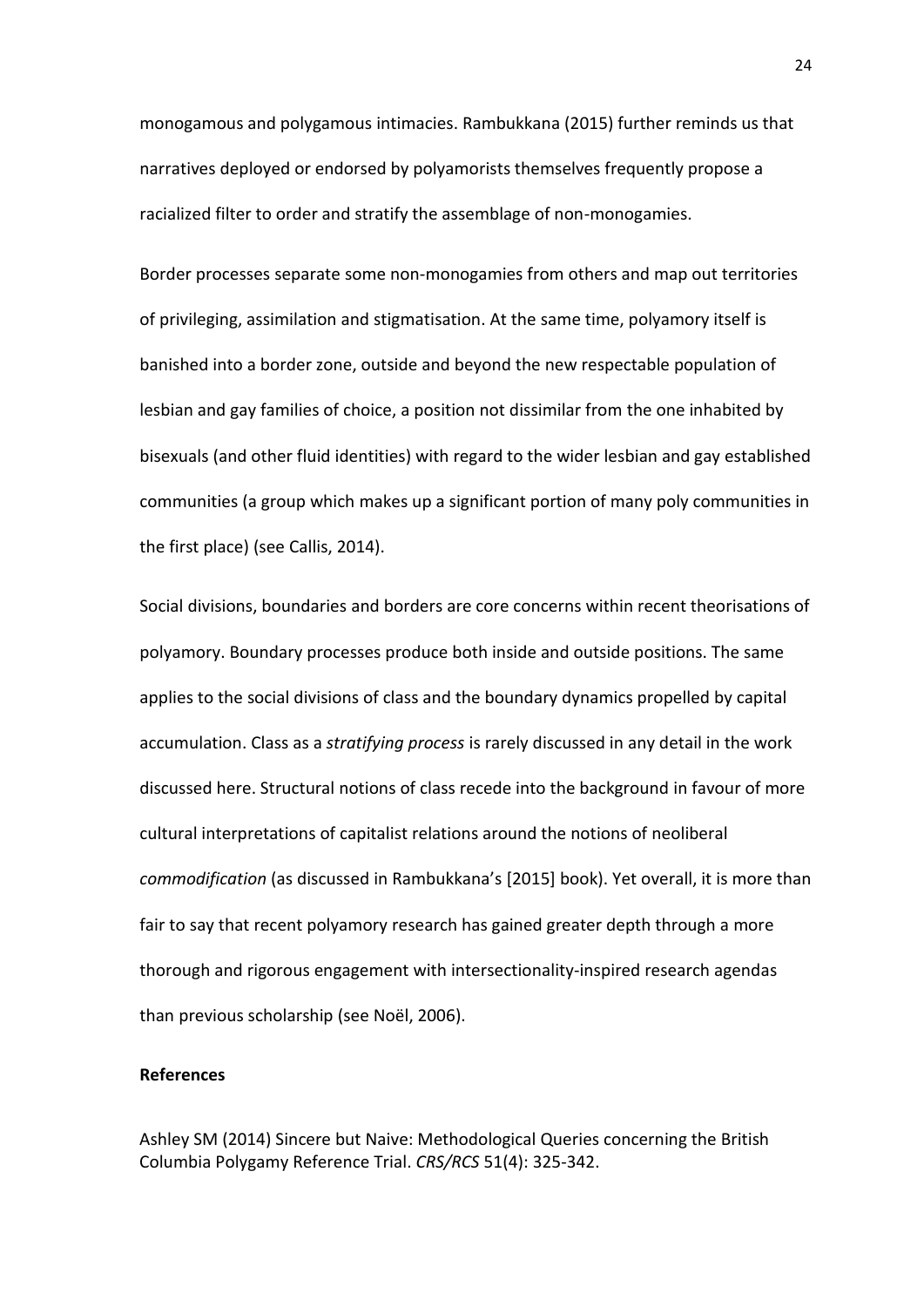monogamous and polygamous intimacies. Rambukkana (2015) further reminds us that narratives deployed or endorsed by polyamorists themselves frequently propose a racialized filter to order and stratify the assemblage of non-monogamies.

Border processes separate some non-monogamies from others and map out territories of privileging, assimilation and stigmatisation. At the same time, polyamory itself is banished into a border zone, outside and beyond the new respectable population of lesbian and gay families of choice, a position not dissimilar from the one inhabited by bisexuals (and other fluid identities) with regard to the wider lesbian and gay established communities (a group which makes up a significant portion of many poly communities in the first place) (see Callis, 2014).

Social divisions, boundaries and borders are core concerns within recent theorisations of polyamory. Boundary processes produce both inside and outside positions. The same applies to the social divisions of class and the boundary dynamics propelled by capital accumulation. Class as a *stratifying process* is rarely discussed in any detail in the work discussed here. Structural notions of class recede into the background in favour of more cultural interpretations of capitalist relations around the notions of neoliberal *commodification* (as discussed in Rambukkana's [2015] book). Yet overall, it is more than fair to say that recent polyamory research has gained greater depth through a more thorough and rigorous engagement with intersectionality-inspired research agendas than previous scholarship (see Noël, 2006).

## References

Ashley SM (2014) Sincere but Naive: Methodological Queries concerning the British Columbia Polygamy Reference Trial. *CRS/RCS* 51(4): 325-342.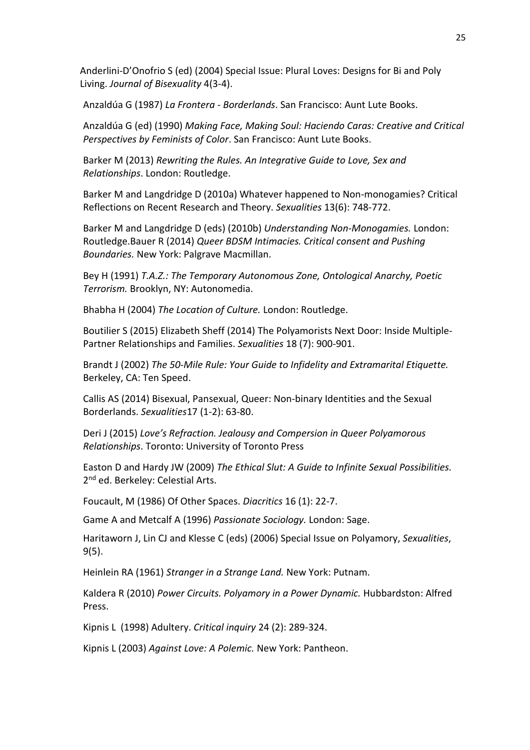Anderlini-D'Onofrio S (ed) (2004) Special Issue: Plural Loves: Designs for Bi and Poly Living. *Journal of Bisexuality* 4(3-4).

Anzaldúa G (1987) *La Frontera - Borderlands*. San Francisco: Aunt Lute Books.

Anzaldúa G (ed) (1990) *Making Face, Making Soul: Haciendo Caras: Creative and Critical Perspectives by Feminists of Color*. San Francisco: Aunt Lute Books.

Barker M (2013) *Rewriting the Rules. An Integrative Guide to Love, Sex and Relationships*. London: Routledge.

Barker M and Langdridge D (2010a) Whatever happened to Non-monogamies? Critical Reflections on Recent Research and Theory. *Sexualities* 13(6): 748-772.

Barker M and Langdridge D (eds) (2010b) *Understanding Non-Monogamies.* London: Routledge.Bauer R (2014) *Queer BDSM Intimacies. Critical consent and Pushing Boundaries.* New York: Palgrave Macmillan.

Bey H (1991) *T.A.Z.: The Temporary Autonomous Zone, Ontological Anarchy, Poetic Terrorism.* Brooklyn, NY: Autonomedia.

Bhabha H (2004) *The Location of Culture.* London: Routledge.

Boutilier S (2015) Elizabeth Sheff (2014) The Polyamorists Next Door: Inside Multiple-Partner Relationships and Families. *Sexualities* 18 (7): 900-901.

Brandt J (2002) *The 50-Mile Rule: Your Guide to Infidelity and Extramarital Etiquette.* Berkeley, CA: Ten Speed.

Callis AS (2014) Bisexual, Pansexual, Queer: Non-binary Identities and the Sexual Borderlands. *Sexualities*17 (1-2): 63-80.

Deri J (2015) *Love's Refraction. Jealousy and Compersion in Queer Polyamorous Relationships*. Toronto: University of Toronto Press

Easton D and Hardy JW (2009) *The Ethical Slut: A Guide to Infinite Sexual Possibilities.* 2nd ed. Berkeley: Celestial Arts.

Foucault, M (1986) Of Other Spaces. *Diacritics* 16 (1): 22-7.

Game A and Metcalf A (1996) *Passionate Sociology.* London: Sage.

Haritaworn J, Lin CJ and Klesse C (eds) (2006) Special Issue on Polyamory, *Sexualities*, 9(5).

Heinlein RA (1961) *Stranger in a Strange Land.* New York: Putnam.

Kaldera R (2010) *Power Circuits. Polyamory in a Power Dynamic.* Hubbardston: Alfred Press.

Kipnis L (1998) Adultery. *Critical inquiry* 24 (2): 289-324.

Kipnis L (2003) *Against Love: A Polemic.* New York: Pantheon.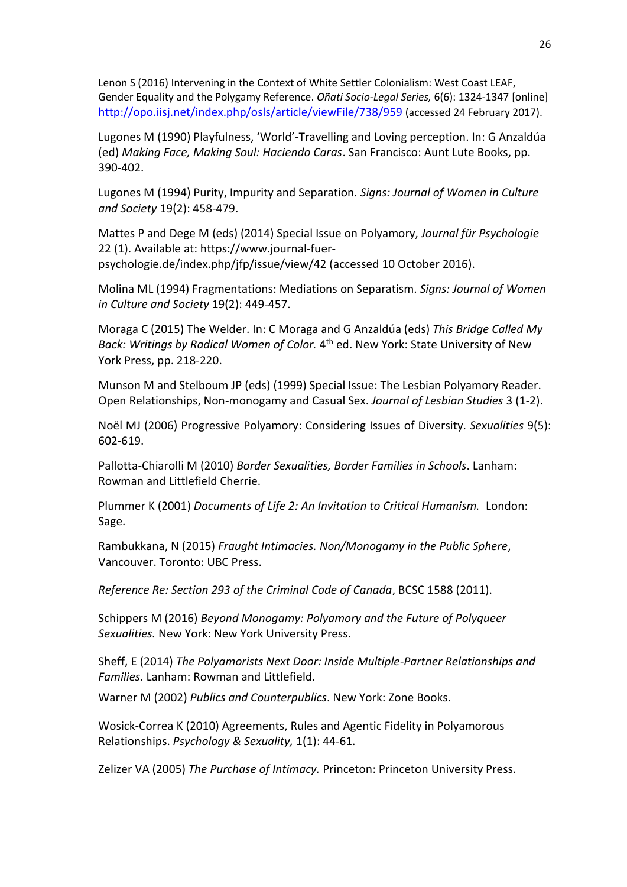Lenon S (2016) Intervening in the Context of White Settler Colonialism: West Coast LEAF, Gender Equality and the Polygamy Reference. *Oñati Socio-Legal Series,* 6(6): 1324-1347 [online] http://opo.iisj.net/index.php/osls/article/viewFile/738/959 (accessed 24 February 2017).

Lugones M (1990) Playfulness, 'World'-Travelling and Loving perception. In: G Anzaldúa (ed) *Making Face, Making Soul: Haciendo Caras*. San Francisco: Aunt Lute Books, pp. 390-402.

Lugones M (1994) Purity, Impurity and Separation. *Signs: Journal of Women in Culture and Society* 19(2): 458-479.

Mattes P and Dege M (eds) (2014) Special Issue on Polyamory, *Journal für Psychologie* 22 (1). Available at: https://www.journal-fuer-psychologie.de/index.php/jfp/issue/view/42 (accessed 10 October 2016).

Molina ML (1994) Fragmentations: Mediations on Separatism. *Signs: Journal of Women in Culture and Society* 19(2): 449-457.

Moraga C (2015) The Welder. In: C Moraga and G Anzaldúa (eds) *This Bridge Called My Back: Writings by Radical Women of Color.* 4th ed. New York: State University of New York Press, pp. 218-220.

Munson M and Stelboum JP (eds) (1999) Special Issue: The Lesbian Polyamory Reader. Open Relationships, Non-monogamy and Casual Sex. *Journal of Lesbian Studies* 3 (1-2).

Noël MJ (2006) Progressive Polyamory: Considering Issues of Diversity. *Sexualities* 9(5): 602-619.

Pallotta-Chiarolli M (2010) *Border Sexualities, Border Families in Schools*. Lanham: Rowman and Littlefield Cherrie.

Plummer K (2001) *Documents of Life 2: An Invitation to Critical Humanism.* London: Sage.

Rambukkana, N (2015) *Fraught Intimacies. Non/Monogamy in the Public Sphere*, Vancouver. Toronto: UBC Press.

*Reference Re: Section 293 of the Criminal Code of Canada*, BCSC 1588 (2011).

Schippers M (2016) *Beyond Monogamy: Polyamory and the Future of Polyqueer Sexualities.* New York: New York University Press.

Sheff, E (2014) *The Polyamorists Next Door: Inside Multiple-Partner Relationships and Families.* Lanham: Rowman and Littlefield.

Warner M (2002) *Publics and Counterpublics*. New York: Zone Books.

Wosick-Correa K (2010) Agreements, Rules and Agentic Fidelity in Polyamorous Relationships. *Psychology & Sexuality,* 1(1): 44-61.

Zelizer VA (2005) *The Purchase of Intimacy.* Princeton: Princeton University Press.